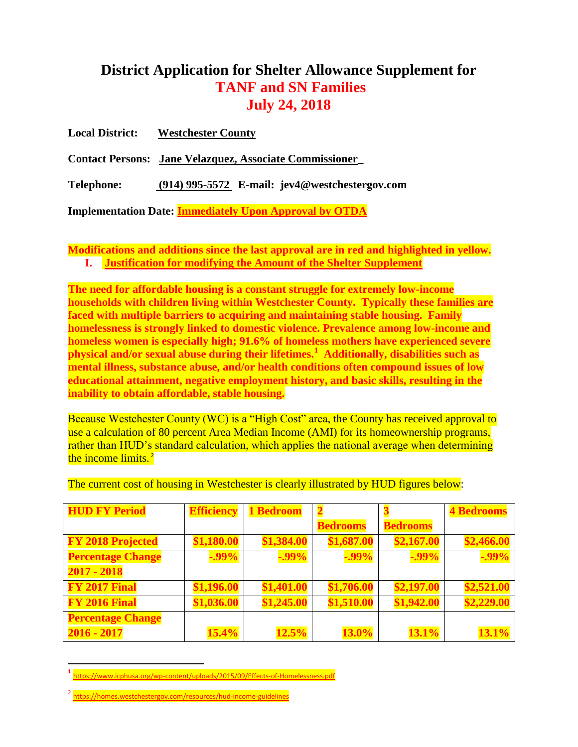# District Application for Shelter Allowance Supplement for TANF and SN Families July 24, 2018

**Local District:** Westchester County

**Contact Persons:** Jane Velazquez, Associate Commissioner

**Telephone:** (914) 995-5572 **E-mail:** jev4@westchestergov.com

**Implementation Date:** Immediately Upon Approval by OTDA

**Modifications and additions since the last approval are in red and highlighted in yellow.**

## I. Justification for modifying the Amount of the Shelter Supplement

**The need for affordable housing is a constant struggle for extremely low-income households with children living within Westchester County. Typically these families are faced with multiple barriers to acquiring and maintaining stable housing. Family homelessness is strongly linked to domestic violence. Prevalence among low-income and homeless women is especially high; 91.6% of homeless mothers have experienced severe physical and/or sexual abuse during their lifetimes.[1] Additionally, disabilities such as mental illness, substance abuse, and/or health conditions often compound issues of low educational attainment, negative employment history, and basic skills, resulting in the inability to obtain affordable, stable housing.**

Because Westchester County (WC) is a "High Cost" area, the County has received approval to use a calculation of 80 percent Area Median Income (AMI) for its homeownership programs, rather than HUD's standard calculation, which applies the national average when determining the income limits.[2]

The current cost of housing in Westchester is clearly illustrated by HUD figures below:

| HUD FY Period | Efficiency | 1 Bedroom | 2 Bedrooms | 3 Bedrooms | 4 Bedrooms |
|---|---|---|---|---|---|
| FY 2018 Projected | $1,180.00 | $1,384.00 | $1,687.00 | $2,167.00 | $2,466.00 |
| Percentage Change 2017 - 2018 | -.99% | -.99% | -.99% | -.99% | -.99% |
| FY 2017 Final | $1,196.00 | $1,401.00 | $1,706.00 | $2,197.00 | $2,521.00 |
| FY 2016 Final | $1,036.00 | $1,245.00 | $1,510.00 | $1,942.00 | $2,229.00 |
| Percentage Change 2016 - 2017 | 15.4% | 12.5% | 13.0% | 13.1% | 13.1% |

---

[1] https://www.icphusa.org/wp-content/uploads/2015/09/Effects-of-Homelessness.pdf

[2] https://homes.westchestergov.com/resources/hud-income-guidelines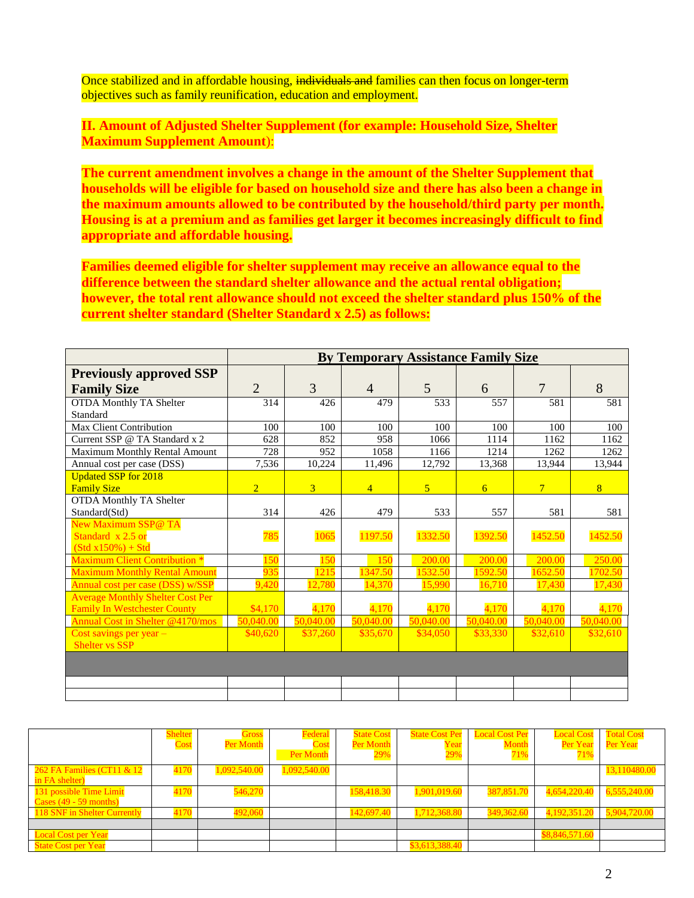Once stabilized and in affordable housing, ~~individuals and~~ families can then focus on longer-term objectives such as family reunification, education and employment.

**II. Amount of Adjusted Shelter Supplement (for example: Household Size, Shelter Maximum Supplement Amount)**:

**The current amendment involves a change in the amount of the Shelter Supplement that households will be eligible for based on household size and there has also been a change in the maximum amounts allowed to be contributed by the household/third party per month. Housing is at a premium and as families get larger it becomes increasingly difficult to find appropriate and affordable housing.**

**Families deemed eligible for shelter supplement may receive an allowance equal to the difference between the standard shelter allowance and the actual rental obligation; however, the total rent allowance should not exceed the shelter standard plus 150% of the current shelter standard (Shelter Standard x 2.5) as follows:**

| | **By Temporary Assistance Family Size** | | | | | | |
|---|---|---|---|---|---|---|---|
| **Previously approved SSP Family Size** | 2 | 3 | 4 | 5 | 6 | 7 | 8 |
| OTDA Monthly TA Shelter Standard | 314 | 426 | 479 | 533 | 557 | 581 | 581 |
| Max Client Contribution | 100 | 100 | 100 | 100 | 100 | 100 | 100 |
| Current SSP @ TA Standard x 2 | 628 | 852 | 958 | 1066 | 1114 | 1162 | 1162 |
| Maximum Monthly Rental Amount | 728 | 952 | 1058 | 1166 | 1214 | 1262 | 1262 |
| Annual cost per case (DSS) | 7,536 | 10,224 | 11,496 | 12,792 | 13,368 | 13,944 | 13,944 |
| Updated SSP for 2018 Family Size | 2 | 3 | 4 | 5 | 6 | 7 | 8 |
| OTDA Monthly TA Shelter Standard(Std) | 314 | 426 | 479 | 533 | 557 | 581 | 581 |
| New Maximum SSP@ TA Standard x 2.5 or (Std x150%) + Std | 785 | 1065 | 1197.50 | 1332.50 | 1392.50 | 1452.50 | 1452.50 |
| Maximum Client Contribution * | 150 | 150 | 150 | 200.00 | 200.00 | 200.00 | 250.00 |
| Maximum Monthly Rental Amount | 935 | 1215 | 1347.50 | 1532.50 | 1592.50 | 1652.50 | 1702.50 |
| Annual cost per case (DSS) w/SSP | 9,420 | 12,780 | 14,370 | 15,990 | 16,710 | 17,430 | 17,430 |
| Average Monthly Shelter Cost Per Family In Westchester County | $4,170 | 4,170 | 4,170 | 4,170 | 4,170 | 4,170 | 4,170 |
| Annual Cost in Shelter @4170/mos | 50,040.00 | 50,040.00 | 50,040.00 | 50,040.00 | 50,040.00 | 50,040.00 | 50,040.00 |
| Cost savings per year – Shelter vs SSP | $40,620 | $37,260 | $35,670 | $34,050 | $33,330 | $32,610 | $32,610 |
| | | | | | | | |
| | | | | | | | |
| | | | | | | | |

| | Shelter Cost | Gross Per Month | Federal Cost Per Month | State Cost Per Month 29% | State Cost Per Year 29% | Local Cost Per Month 71% | Local Cost Per Year 71% | Total Cost Per Year |
|---|---|---|---|---|---|---|---|---|
| 262 FA Families (CT11 & 12 in FA shelter) | 4170 | 1,092,540.00 | 1,092,540.00 | | | | | 13,110480.00 |
| 131 possible Time Limit Cases (49 - 59 months) | 4170 | 546,270 | | 158,418.30 | 1,901,019.60 | 387,851.70 | 4,654,220.40 | 6,555,240.00 |
| 118 SNF in Shelter Currently | 4170 | 492,060 | | 142,697.40 | 1,712,368.80 | 349,362.60 | 4,192,351.20 | 5,904,720.00 |
| | | | | | | | | |
| Local Cost per Year | | | | | | | $8,846,571.60 | |
| State Cost per Year | | | | | $3,613,388.40 | | | |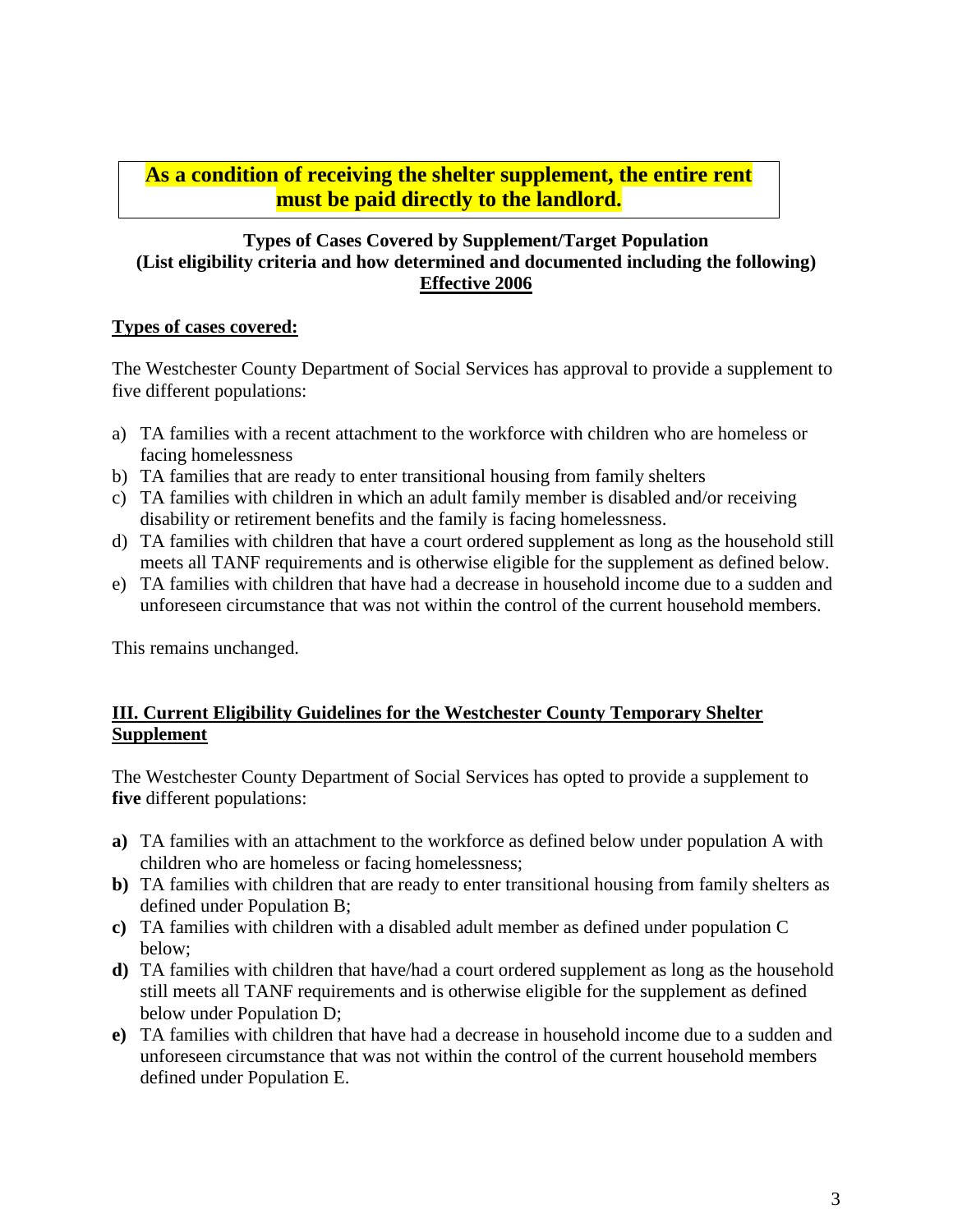**As a condition of receiving the shelter supplement, the entire rent must be paid directly to the landlord.**

**Types of Cases Covered by Supplement/Target Population**
**(List eligibility criteria and how determined and documented including the following)**
**Effective 2006**

**Types of cases covered:**

The Westchester County Department of Social Services has approval to provide a supplement to five different populations:

a) TA families with a recent attachment to the workforce with children who are homeless or facing homelessness
b) TA families that are ready to enter transitional housing from family shelters
c) TA families with children in which an adult family member is disabled and/or receiving disability or retirement benefits and the family is facing homelessness.
d) TA families with children that have a court ordered supplement as long as the household still meets all TANF requirements and is otherwise eligible for the supplement as defined below.
e) TA families with children that have had a decrease in household income due to a sudden and unforeseen circumstance that was not within the control of the current household members.

This remains unchanged.

## III. Current Eligibility Guidelines for the Westchester County Temporary Shelter Supplement

The Westchester County Department of Social Services has opted to provide a supplement to **five** different populations:

**a)** TA families with an attachment to the workforce as defined below under population A with children who are homeless or facing homelessness;
**b)** TA families with children that are ready to enter transitional housing from family shelters as defined under Population B;
**c)** TA families with children with a disabled adult member as defined under population C below;
**d)** TA families with children that have/had a court ordered supplement as long as the household still meets all TANF requirements and is otherwise eligible for the supplement as defined below under Population D;
**e)** TA families with children that have had a decrease in household income due to a sudden and unforeseen circumstance that was not within the control of the current household members defined under Population E.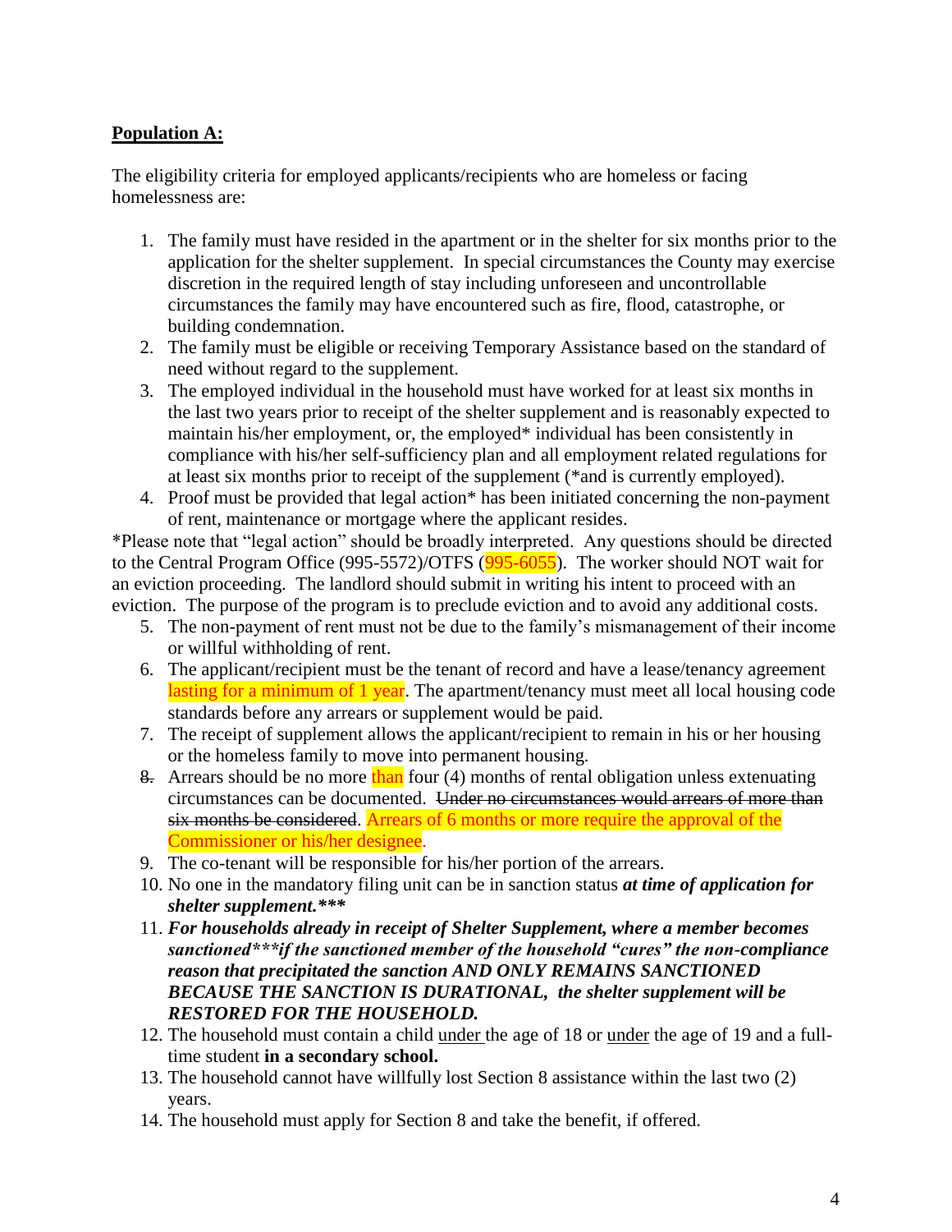**Population A:**

The eligibility criteria for employed applicants/recipients who are homeless or facing homelessness are:

1. The family must have resided in the apartment or in the shelter for six months prior to the application for the shelter supplement. In special circumstances the County may exercise discretion in the required length of stay including unforeseen and uncontrollable circumstances the family may have encountered such as fire, flood, catastrophe, or building condemnation.
2. The family must be eligible or receiving Temporary Assistance based on the standard of need without regard to the supplement.
3. The employed individual in the household must have worked for at least six months in the last two years prior to receipt of the shelter supplement and is reasonably expected to maintain his/her employment, or, the employed* individual has been consistently in compliance with his/her self-sufficiency plan and all employment related regulations for at least six months prior to receipt of the supplement (*and is currently employed).
4. Proof must be provided that legal action* has been initiated concerning the non-payment of rent, maintenance or mortgage where the applicant resides.

*Please note that "legal action" should be broadly interpreted. Any questions should be directed to the Central Program Office (995-5572)/OTFS (995-6055). The worker should NOT wait for an eviction proceeding. The landlord should submit in writing his intent to proceed with an eviction. The purpose of the program is to preclude eviction and to avoid any additional costs.

5. The non-payment of rent must not be due to the family's mismanagement of their income or willful withholding of rent.
6. The applicant/recipient must be the tenant of record and have a lease/tenancy agreement lasting for a minimum of 1 year. The apartment/tenancy must meet all local housing code standards before any arrears or supplement would be paid.
7. The receipt of supplement allows the applicant/recipient to remain in his or her housing or the homeless family to move into permanent housing.
8. Arrears should be no more than four (4) months of rental obligation unless extenuating circumstances can be documented. ~~Under no circumstances would arrears of more than six months be considered~~. Arrears of 6 months or more require the approval of the Commissioner or his/her designee.
9. The co-tenant will be responsible for his/her portion of the arrears.
10. No one in the mandatory filing unit can be in sanction status ***at time of application for shelter supplement.****
11. ***For households already in receipt of Shelter Supplement, where a member becomes sanctioned***if the sanctioned member of the household "cures" the non-compliance reason that precipitated the sanction AND ONLY REMAINS SANCTIONED BECAUSE THE SANCTION IS DURATIONAL, the shelter supplement will be RESTORED FOR THE HOUSEHOLD.***
12. The household must contain a child under the age of 18 or under the age of 19 and a full-time student **in a secondary school.**
13. The household cannot have willfully lost Section 8 assistance within the last two (2) years.
14. The household must apply for Section 8 and take the benefit, if offered.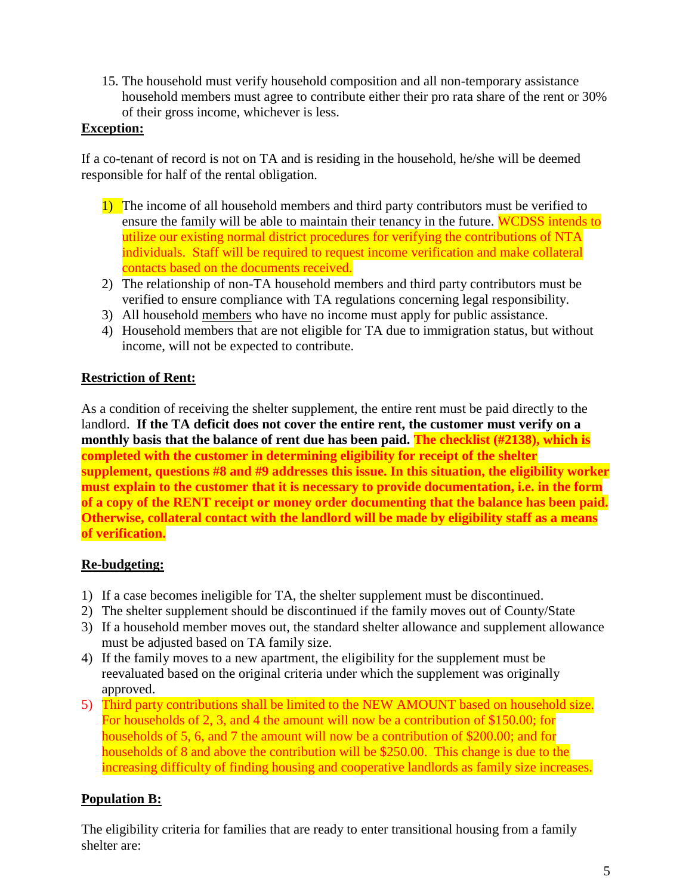15. The household must verify household composition and all non-temporary assistance household members must agree to contribute either their pro rata share of the rent or 30% of their gross income, whichever is less.

**Exception:**

If a co-tenant of record is not on TA and is residing in the household, he/she will be deemed responsible for half of the rental obligation.

1) The income of all household members and third party contributors must be verified to ensure the family will be able to maintain their tenancy in the future. WCDSS intends to utilize our existing normal district procedures for verifying the contributions of NTA individuals. Staff will be required to request income verification and make collateral contacts based on the documents received.
2) The relationship of non-TA household members and third party contributors must be verified to ensure compliance with TA regulations concerning legal responsibility.
3) All household members who have no income must apply for public assistance.
4) Household members that are not eligible for TA due to immigration status, but without income, will not be expected to contribute.

**Restriction of Rent:**

As a condition of receiving the shelter supplement, the entire rent must be paid directly to the landlord. **If the TA deficit does not cover the entire rent, the customer must verify on a monthly basis that the balance of rent due has been paid. The checklist (#2138), which is completed with the customer in determining eligibility for receipt of the shelter supplement, questions #8 and #9 addresses this issue. In this situation, the eligibility worker must explain to the customer that it is necessary to provide documentation, i.e. in the form of a copy of the RENT receipt or money order documenting that the balance has been paid. Otherwise, collateral contact with the landlord will be made by eligibility staff as a means of verification.**

**Re-budgeting:**

1) If a case becomes ineligible for TA, the shelter supplement must be discontinued.
2) The shelter supplement should be discontinued if the family moves out of County/State
3) If a household member moves out, the standard shelter allowance and supplement allowance must be adjusted based on TA family size.
4) If the family moves to a new apartment, the eligibility for the supplement must be reevaluated based on the original criteria under which the supplement was originally approved.
5) Third party contributions shall be limited to the NEW AMOUNT based on household size. For households of 2, 3, and 4 the amount will now be a contribution of $150.00; for households of 5, 6, and 7 the amount will now be a contribution of $200.00; and for households of 8 and above the contribution will be $250.00. This change is due to the increasing difficulty of finding housing and cooperative landlords as family size increases.

**Population B:**

The eligibility criteria for families that are ready to enter transitional housing from a family shelter are: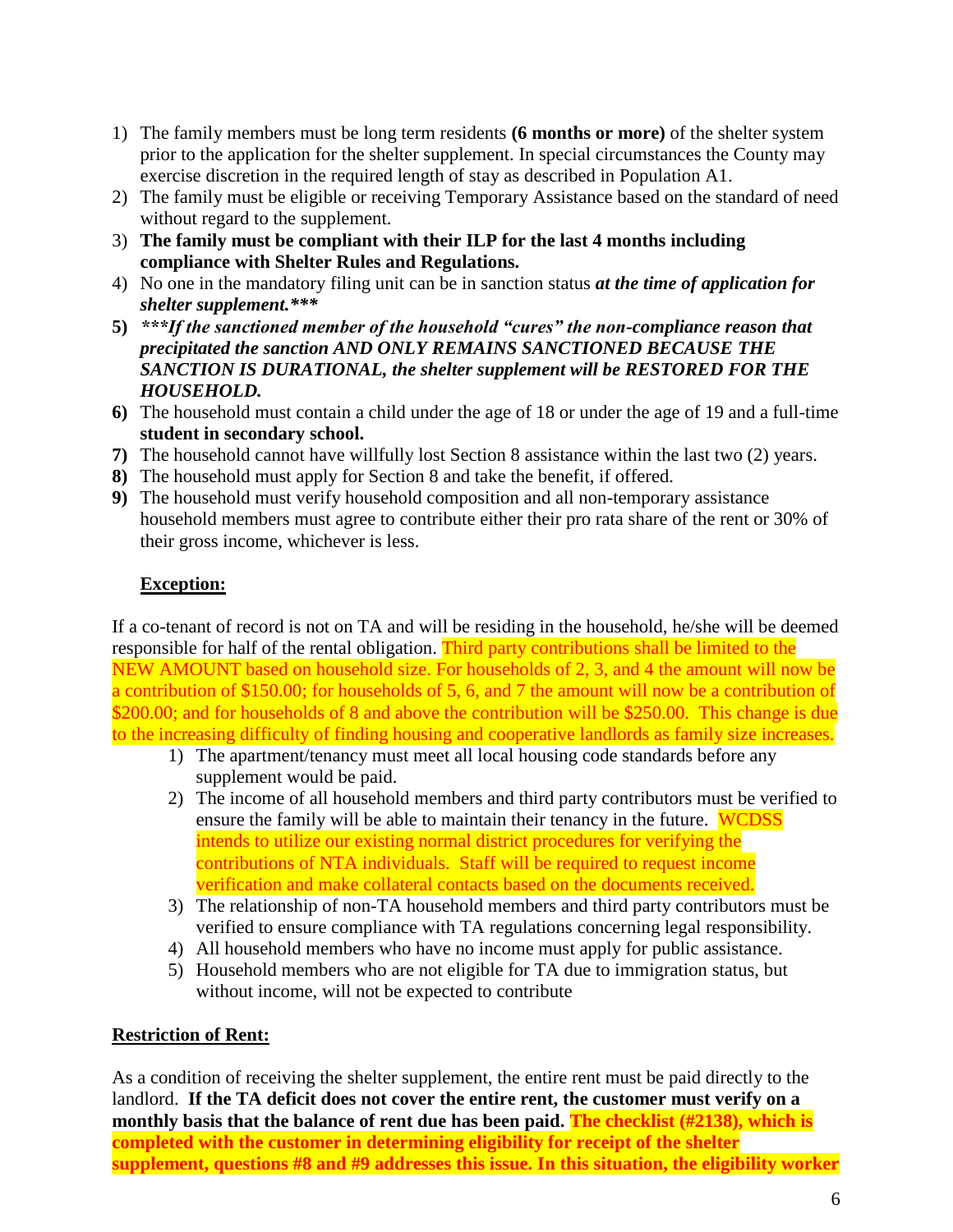1) The family members must be long term residents **(6 months or more)** of the shelter system prior to the application for the shelter supplement. In special circumstances the County may exercise discretion in the required length of stay as described in Population A1.
2) The family must be eligible or receiving Temporary Assistance based on the standard of need without regard to the supplement.
3) **The family must be compliant with their ILP for the last 4 months including compliance with Shelter Rules and Regulations.**
4) No one in the mandatory filing unit can be in sanction status ***at the time of application for shelter supplement.****
5) ****If the sanctioned member of the household "cures" the non-compliance reason that precipitated the sanction AND ONLY REMAINS SANCTIONED BECAUSE THE SANCTION IS DURATIONAL, the shelter supplement will be RESTORED FOR THE HOUSEHOLD.***
6) The household must contain a child under the age of 18 or under the age of 19 and a full-time **student in secondary school.**
7) The household cannot have willfully lost Section 8 assistance within the last two (2) years.
8) The household must apply for Section 8 and take the benefit, if offered.
9) The household must verify household composition and all non-temporary assistance household members must agree to contribute either their pro rata share of the rent or 30% of their gross income, whichever is less.

**Exception:**

If a co-tenant of record is not on TA and will be residing in the household, he/she will be deemed responsible for half of the rental obligation. Third party contributions shall be limited to the NEW AMOUNT based on household size. For households of 2, 3, and 4 the amount will now be a contribution of $150.00; for households of 5, 6, and 7 the amount will now be a contribution of $200.00; and for households of 8 and above the contribution will be $250.00. This change is due to the increasing difficulty of finding housing and cooperative landlords as family size increases.

1) The apartment/tenancy must meet all local housing code standards before any supplement would be paid.
2) The income of all household members and third party contributors must be verified to ensure the family will be able to maintain their tenancy in the future. WCDSS intends to utilize our existing normal district procedures for verifying the contributions of NTA individuals. Staff will be required to request income verification and make collateral contacts based on the documents received.
3) The relationship of non-TA household members and third party contributors must be verified to ensure compliance with TA regulations concerning legal responsibility.
4) All household members who have no income must apply for public assistance.
5) Household members who are not eligible for TA due to immigration status, but without income, will not be expected to contribute

**Restriction of Rent:**

As a condition of receiving the shelter supplement, the entire rent must be paid directly to the landlord. **If the TA deficit does not cover the entire rent, the customer must verify on a monthly basis that the balance of rent due has been paid. The checklist (#2138), which is completed with the customer in determining eligibility for receipt of the shelter supplement, questions #8 and #9 addresses this issue. In this situation, the eligibility worker**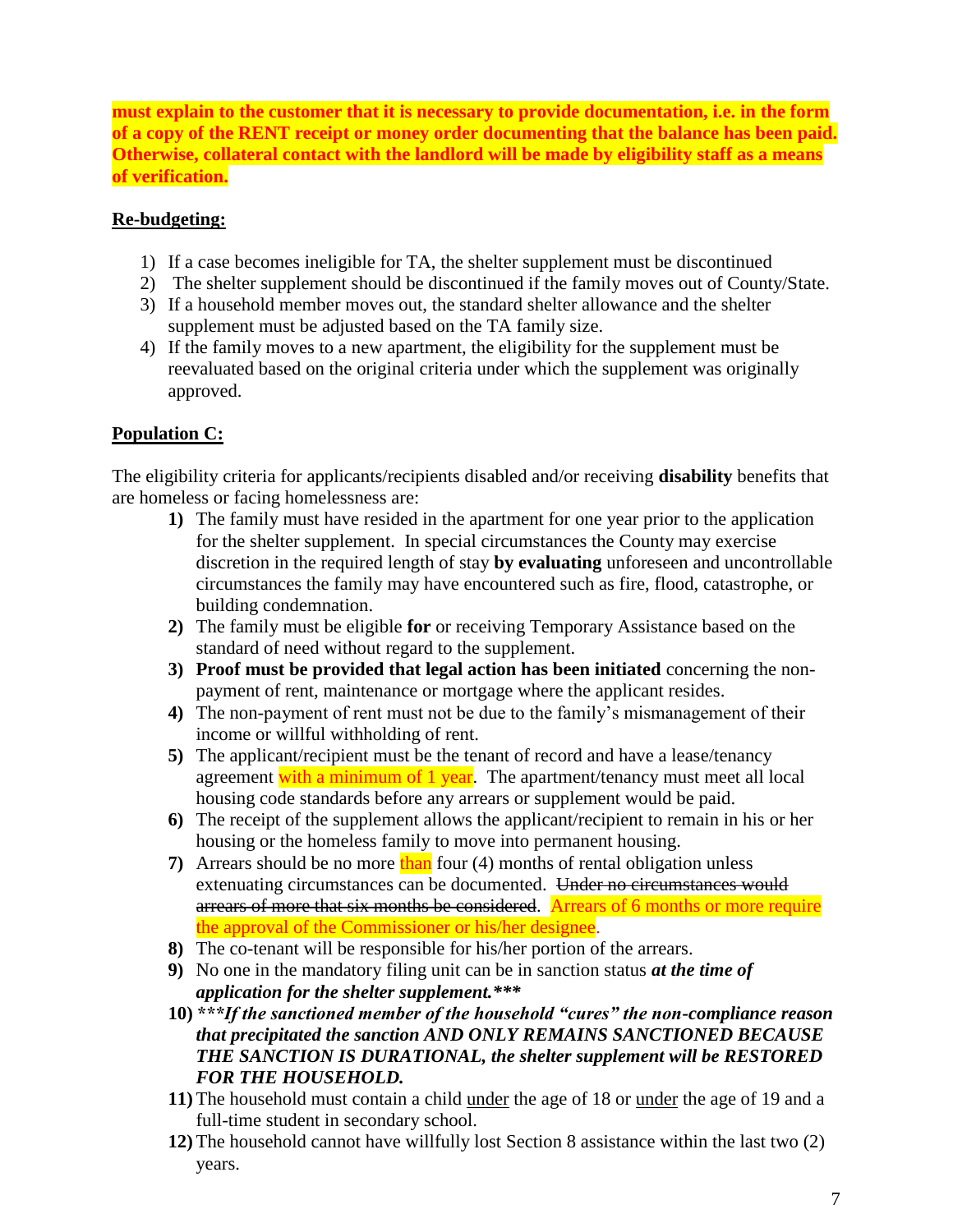**must explain to the customer that it is necessary to provide documentation, i.e. in the form of a copy of the RENT receipt or money order documenting that the balance has been paid. Otherwise, collateral contact with the landlord will be made by eligibility staff as a means of verification.**

**<u>Re-budgeting:</u>**

1) If a case becomes ineligible for TA, the shelter supplement must be discontinued
2) The shelter supplement should be discontinued if the family moves out of County/State.
3) If a household member moves out, the standard shelter allowance and the shelter supplement must be adjusted based on the TA family size.
4) If the family moves to a new apartment, the eligibility for the supplement must be reevaluated based on the original criteria under which the supplement was originally approved.

**<u>Population C:</u>**

The eligibility criteria for applicants/recipients disabled and/or receiving **disability** benefits that are homeless or facing homelessness are:

1) The family must have resided in the apartment for one year prior to the application for the shelter supplement. In special circumstances the County may exercise discretion in the required length of stay **by evaluating** unforeseen and uncontrollable circumstances the family may have encountered such as fire, flood, catastrophe, or building condemnation.
2) The family must be eligible **for** or receiving Temporary Assistance based on the standard of need without regard to the supplement.
3) **Proof must be provided that legal action has been initiated** concerning the non-payment of rent, maintenance or mortgage where the applicant resides.
4) The non-payment of rent must not be due to the family's mismanagement of their income or willful withholding of rent.
5) The applicant/recipient must be the tenant of record and have a lease/tenancy agreement with a minimum of 1 year. The apartment/tenancy must meet all local housing code standards before any arrears or supplement would be paid.
6) The receipt of the supplement allows the applicant/recipient to remain in his or her housing or the homeless family to move into permanent housing.
7) Arrears should be no more than four (4) months of rental obligation unless extenuating circumstances can be documented. ~~Under no circumstances would arrears of more that six months be considered~~. Arrears of 6 months or more require the approval of the Commissioner or his/her designee.
8) The co-tenant will be responsible for his/her portion of the arrears.
9) No one in the mandatory filing unit can be in sanction status ***at the time of application for the shelter supplement.****
10) ****If the sanctioned member of the household "cures" the non-compliance reason that precipitated the sanction AND ONLY REMAINS SANCTIONED BECAUSE THE SANCTION IS DURATIONAL, the shelter supplement will be RESTORED FOR THE HOUSEHOLD.***
11) The household must contain a child <u>under</u> the age of 18 or <u>under</u> the age of 19 and a full-time student in secondary school.
12) The household cannot have willfully lost Section 8 assistance within the last two (2) years.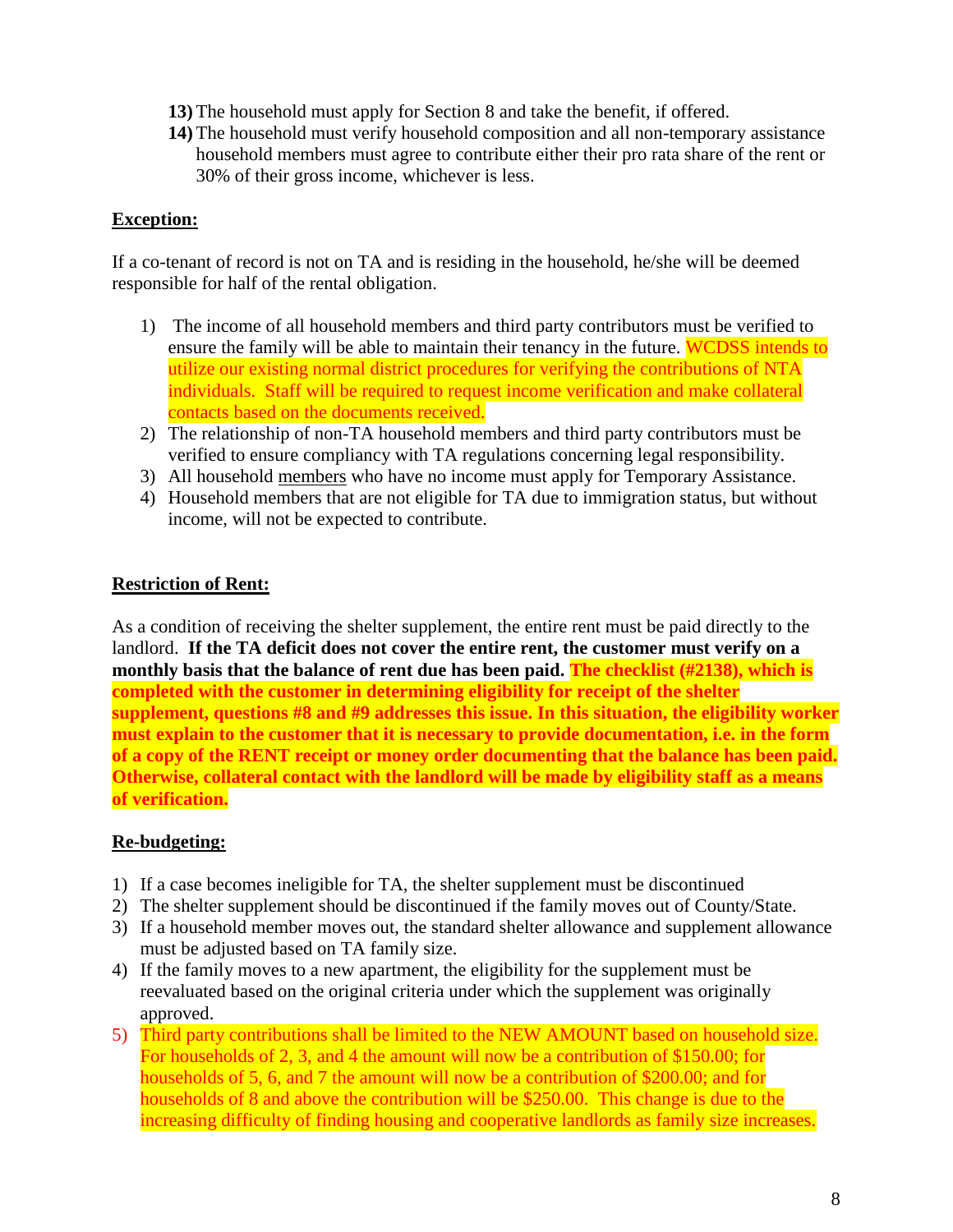13) The household must apply for Section 8 and take the benefit, if offered.
14) The household must verify household composition and all non-temporary assistance household members must agree to contribute either their pro rata share of the rent or 30% of their gross income, whichever is less.

**Exception:**

If a co-tenant of record is not on TA and is residing in the household, he/she will be deemed responsible for half of the rental obligation.

1) The income of all household members and third party contributors must be verified to ensure the family will be able to maintain their tenancy in the future. WCDSS intends to utilize our existing normal district procedures for verifying the contributions of NTA individuals. Staff will be required to request income verification and make collateral contacts based on the documents received.
2) The relationship of non-TA household members and third party contributors must be verified to ensure compliancy with TA regulations concerning legal responsibility.
3) All household members who have no income must apply for Temporary Assistance.
4) Household members that are not eligible for TA due to immigration status, but without income, will not be expected to contribute.

**Restriction of Rent:**

As a condition of receiving the shelter supplement, the entire rent must be paid directly to the landlord. **If the TA deficit does not cover the entire rent, the customer must verify on a monthly basis that the balance of rent due has been paid. The checklist (#2138), which is completed with the customer in determining eligibility for receipt of the shelter supplement, questions #8 and #9 addresses this issue. In this situation, the eligibility worker must explain to the customer that it is necessary to provide documentation, i.e. in the form of a copy of the RENT receipt or money order documenting that the balance has been paid. Otherwise, collateral contact with the landlord will be made by eligibility staff as a means of verification.**

**Re-budgeting:**

1) If a case becomes ineligible for TA, the shelter supplement must be discontinued
2) The shelter supplement should be discontinued if the family moves out of County/State.
3) If a household member moves out, the standard shelter allowance and supplement allowance must be adjusted based on TA family size.
4) If the family moves to a new apartment, the eligibility for the supplement must be reevaluated based on the original criteria under which the supplement was originally approved.
5) Third party contributions shall be limited to the NEW AMOUNT based on household size. For households of 2, 3, and 4 the amount will now be a contribution of $150.00; for households of 5, 6, and 7 the amount will now be a contribution of $200.00; and for households of 8 and above the contribution will be $250.00. This change is due to the increasing difficulty of finding housing and cooperative landlords as family size increases.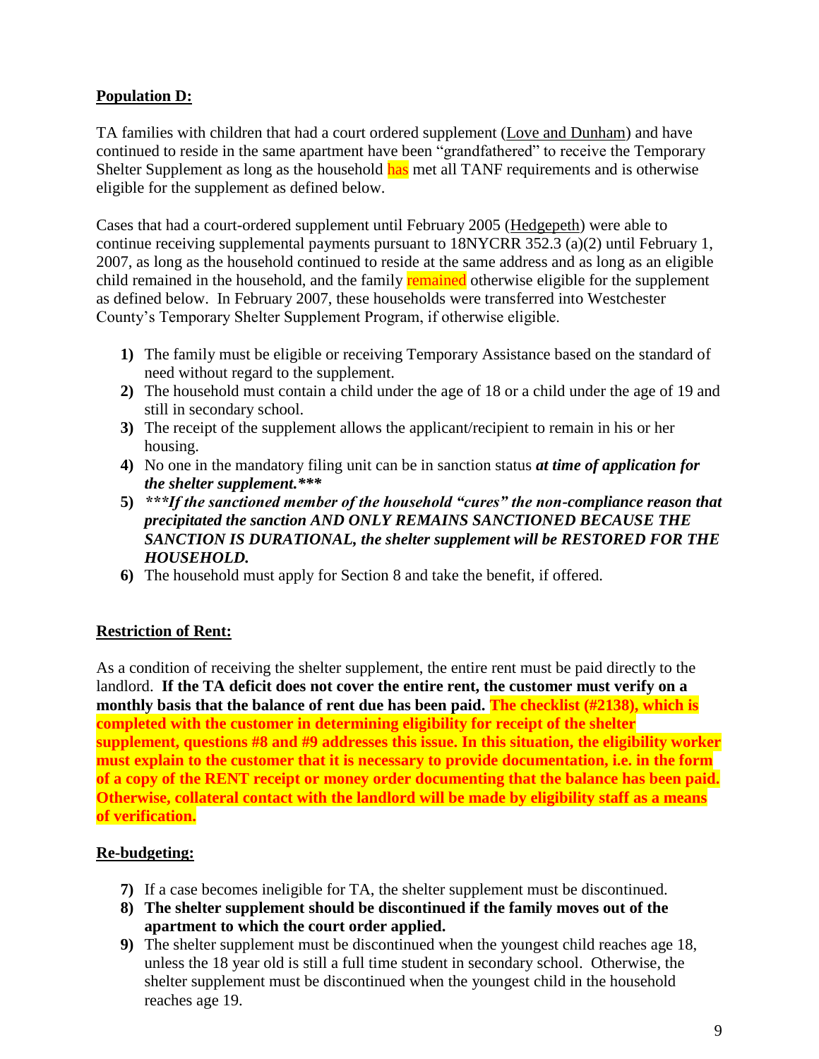**<u>Population D:</u>**

TA families with children that had a court ordered supplement (<u>Love and Dunham</u>) and have continued to reside in the same apartment have been "grandfathered" to receive the Temporary Shelter Supplement as long as the household has met all TANF requirements and is otherwise eligible for the supplement as defined below.

Cases that had a court-ordered supplement until February 2005 (<u>Hedgepeth</u>) were able to continue receiving supplemental payments pursuant to 18NYCRR 352.3 (a)(2) until February 1, 2007, as long as the household continued to reside at the same address and as long as an eligible child remained in the household, and the family remained otherwise eligible for the supplement as defined below. In February 2007, these households were transferred into Westchester County's Temporary Shelter Supplement Program, if otherwise eligible.

1) The family must be eligible or receiving Temporary Assistance based on the standard of need without regard to the supplement.
2) The household must contain a child under the age of 18 or a child under the age of 19 and still in secondary school.
3) The receipt of the supplement allows the applicant/recipient to remain in his or her housing.
4) No one in the mandatory filing unit can be in sanction status ***at time of application for the shelter supplement.****
5) ****If the sanctioned member of the household "cures" the non-compliance reason that precipitated the sanction AND ONLY REMAINS SANCTIONED BECAUSE THE SANCTION IS DURATIONAL, the shelter supplement will be RESTORED FOR THE HOUSEHOLD.***
6) The household must apply for Section 8 and take the benefit, if offered.

**<u>Restriction of Rent:</u>**

As a condition of receiving the shelter supplement, the entire rent must be paid directly to the landlord. **If the TA deficit does not cover the entire rent, the customer must verify on a monthly basis that the balance of rent due has been paid. The checklist (#2138), which is completed with the customer in determining eligibility for receipt of the shelter supplement, questions #8 and #9 addresses this issue. In this situation, the eligibility worker must explain to the customer that it is necessary to provide documentation, i.e. in the form of a copy of the RENT receipt or money order documenting that the balance has been paid. Otherwise, collateral contact with the landlord will be made by eligibility staff as a means of verification.**

**<u>Re-budgeting:</u>**

7) If a case becomes ineligible for TA, the shelter supplement must be discontinued.
8) **The shelter supplement should be discontinued if the family moves out of the apartment to which the court order applied.**
9) The shelter supplement must be discontinued when the youngest child reaches age 18, unless the 18 year old is still a full time student in secondary school. Otherwise, the shelter supplement must be discontinued when the youngest child in the household reaches age 19.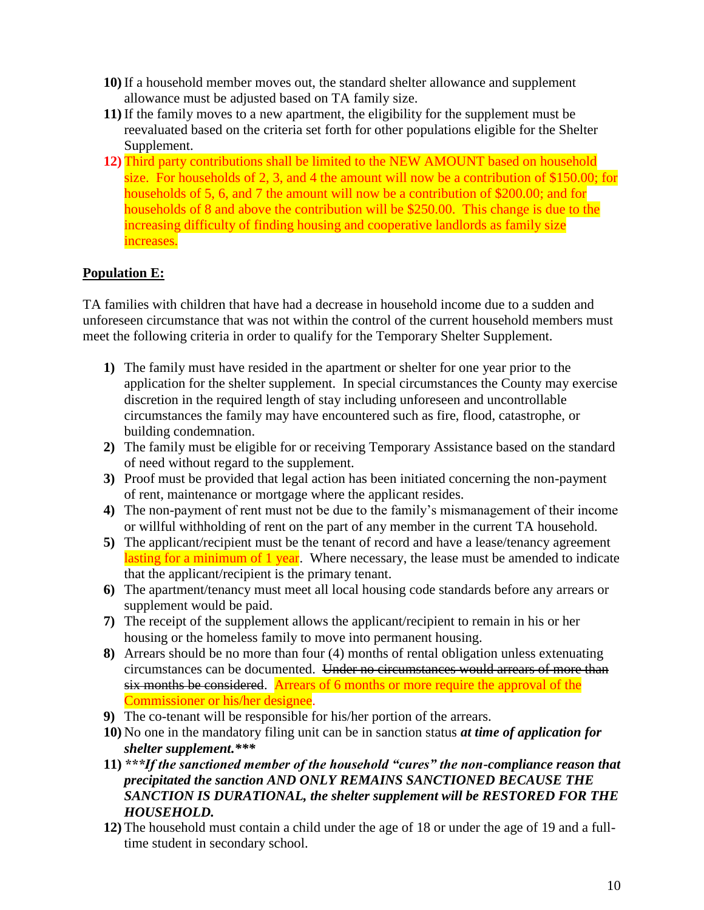10) If a household member moves out, the standard shelter allowance and supplement allowance must be adjusted based on TA family size.
11) If the family moves to a new apartment, the eligibility for the supplement must be reevaluated based on the criteria set forth for other populations eligible for the Shelter Supplement.
12) Third party contributions shall be limited to the NEW AMOUNT based on household size. For households of 2, 3, and 4 the amount will now be a contribution of $150.00; for households of 5, 6, and 7 the amount will now be a contribution of $200.00; and for households of 8 and above the contribution will be $250.00. This change is due to the increasing difficulty of finding housing and cooperative landlords as family size increases.

**Population E:**

TA families with children that have had a decrease in household income due to a sudden and unforeseen circumstance that was not within the control of the current household members must meet the following criteria in order to qualify for the Temporary Shelter Supplement.

1) The family must have resided in the apartment or shelter for one year prior to the application for the shelter supplement. In special circumstances the County may exercise discretion in the required length of stay including unforeseen and uncontrollable circumstances the family may have encountered such as fire, flood, catastrophe, or building condemnation.
2) The family must be eligible for or receiving Temporary Assistance based on the standard of need without regard to the supplement.
3) Proof must be provided that legal action has been initiated concerning the non-payment of rent, maintenance or mortgage where the applicant resides.
4) The non-payment of rent must not be due to the family's mismanagement of their income or willful withholding of rent on the part of any member in the current TA household.
5) The applicant/recipient must be the tenant of record and have a lease/tenancy agreement lasting for a minimum of 1 year. Where necessary, the lease must be amended to indicate that the applicant/recipient is the primary tenant.
6) The apartment/tenancy must meet all local housing code standards before any arrears or supplement would be paid.
7) The receipt of the supplement allows the applicant/recipient to remain in his or her housing or the homeless family to move into permanent housing.
8) Arrears should be no more than four (4) months of rental obligation unless extenuating circumstances can be documented. ~~Under no circumstances would arrears of more than six months be considered~~. Arrears of 6 months or more require the approval of the Commissioner or his/her designee.
9) The co-tenant will be responsible for his/her portion of the arrears.
10) No one in the mandatory filing unit can be in sanction status ***at time of application for shelter supplement.****
11) ****If the sanctioned member of the household "cures" the non-compliance reason that precipitated the sanction AND ONLY REMAINS SANCTIONED BECAUSE THE SANCTION IS DURATIONAL, the shelter supplement will be RESTORED FOR THE HOUSEHOLD.***
12) The household must contain a child under the age of 18 or under the age of 19 and a full-time student in secondary school.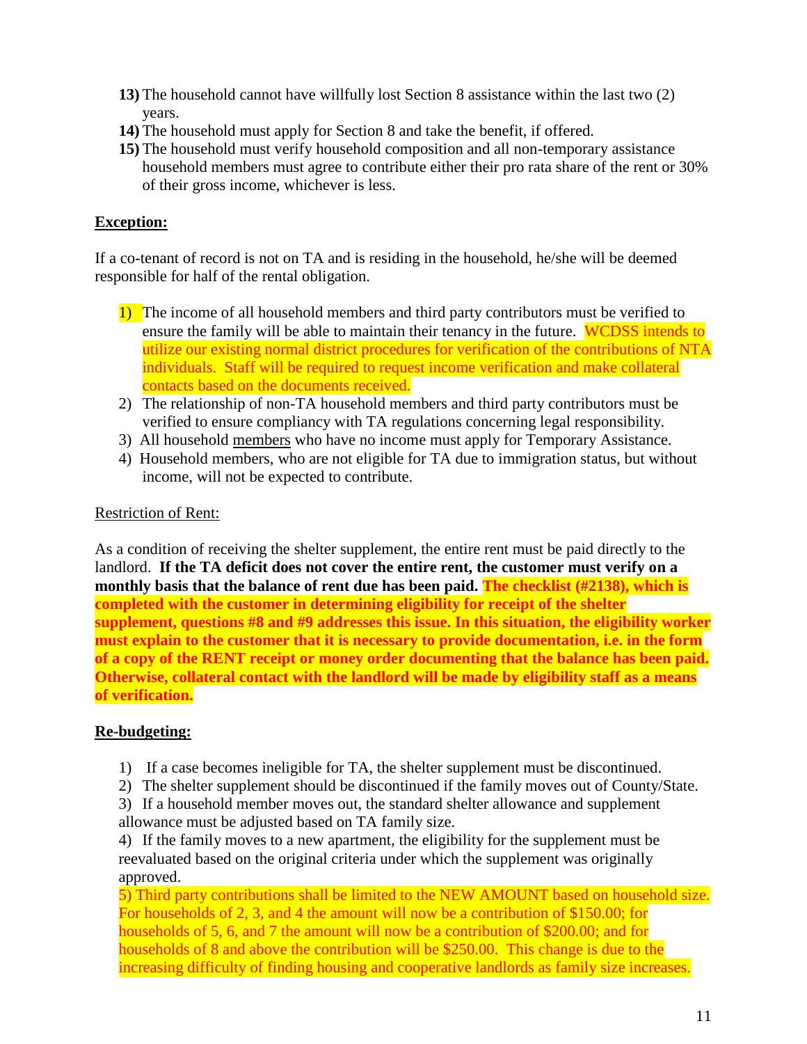13) The household cannot have willfully lost Section 8 assistance within the last two (2) years.
14) The household must apply for Section 8 and take the benefit, if offered.
15) The household must verify household composition and all non-temporary assistance household members must agree to contribute either their pro rata share of the rent or 30% of their gross income, whichever is less.

**Exception:**

If a co-tenant of record is not on TA and is residing in the household, he/she will be deemed responsible for half of the rental obligation.

1) The income of all household members and third party contributors must be verified to ensure the family will be able to maintain their tenancy in the future. WCDSS intends to utilize our existing normal district procedures for verification of the contributions of NTA individuals. Staff will be required to request income verification and make collateral contacts based on the documents received.
2) The relationship of non-TA household members and third party contributors must be verified to ensure compliancy with TA regulations concerning legal responsibility.
3) All household members who have no income must apply for Temporary Assistance.
4) Household members, who are not eligible for TA due to immigration status, but without income, will not be expected to contribute.

Restriction of Rent:

As a condition of receiving the shelter supplement, the entire rent must be paid directly to the landlord. **If the TA deficit does not cover the entire rent, the customer must verify on a monthly basis that the balance of rent due has been paid. The checklist (#2138), which is completed with the customer in determining eligibility for receipt of the shelter supplement, questions #8 and #9 addresses this issue. In this situation, the eligibility worker must explain to the customer that it is necessary to provide documentation, i.e. in the form of a copy of the RENT receipt or money order documenting that the balance has been paid. Otherwise, collateral contact with the landlord will be made by eligibility staff as a means of verification.**

**Re-budgeting:**

1) If a case becomes ineligible for TA, the shelter supplement must be discontinued.
2) The shelter supplement should be discontinued if the family moves out of County/State.
3) If a household member moves out, the standard shelter allowance and supplement allowance must be adjusted based on TA family size.
4) If the family moves to a new apartment, the eligibility for the supplement must be reevaluated based on the original criteria under which the supplement was originally approved.
5) Third party contributions shall be limited to the NEW AMOUNT based on household size. For households of 2, 3, and 4 the amount will now be a contribution of $150.00; for households of 5, 6, and 7 the amount will now be a contribution of $200.00; and for households of 8 and above the contribution will be $250.00. This change is due to the increasing difficulty of finding housing and cooperative landlords as family size increases.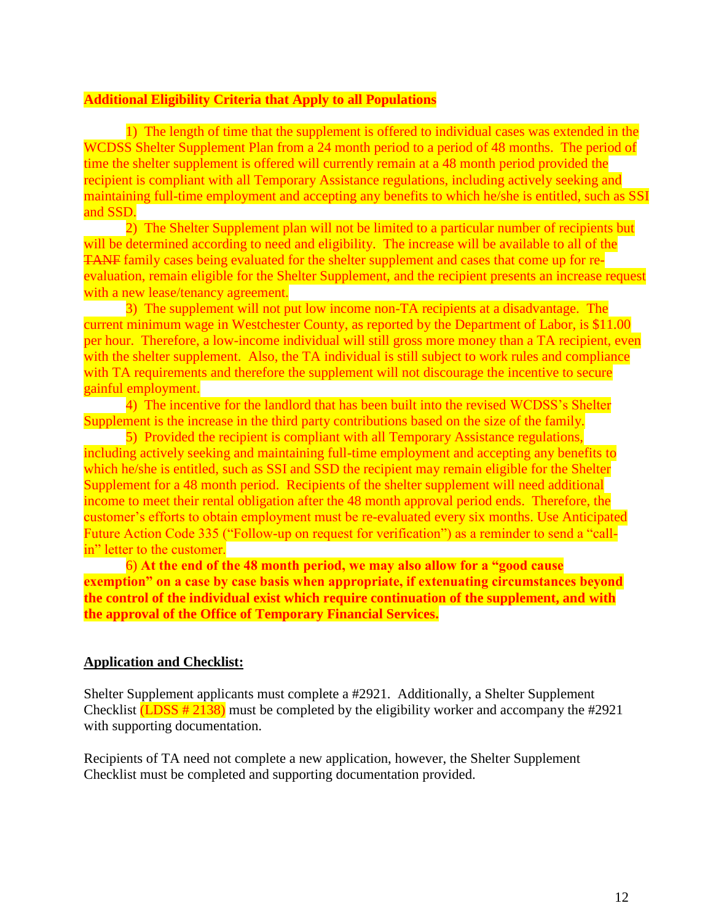**Additional Eligibility Criteria that Apply to all Populations**

1) The length of time that the supplement is offered to individual cases was extended in the WCDSS Shelter Supplement Plan from a 24 month period to a period of 48 months. The period of time the shelter supplement is offered will currently remain at a 48 month period provided the recipient is compliant with all Temporary Assistance regulations, including actively seeking and maintaining full-time employment and accepting any benefits to which he/she is entitled, such as SSI and SSD.

2) The Shelter Supplement plan will not be limited to a particular number of recipients but will be determined according to need and eligibility. The increase will be available to all of the ~~TANF~~ family cases being evaluated for the shelter supplement and cases that come up for re-evaluation, remain eligible for the Shelter Supplement, and the recipient presents an increase request with a new lease/tenancy agreement.

3) The supplement will not put low income non-TA recipients at a disadvantage. The current minimum wage in Westchester County, as reported by the Department of Labor, is $11.00 per hour. Therefore, a low-income individual will still gross more money than a TA recipient, even with the shelter supplement. Also, the TA individual is still subject to work rules and compliance with TA requirements and therefore the supplement will not discourage the incentive to secure gainful employment.

4) The incentive for the landlord that has been built into the revised WCDSS's Shelter Supplement is the increase in the third party contributions based on the size of the family.

5) Provided the recipient is compliant with all Temporary Assistance regulations, including actively seeking and maintaining full-time employment and accepting any benefits to which he/she is entitled, such as SSI and SSD the recipient may remain eligible for the Shelter Supplement for a 48 month period. Recipients of the shelter supplement will need additional income to meet their rental obligation after the 48 month approval period ends. Therefore, the customer's efforts to obtain employment must be re-evaluated every six months. Use Anticipated Future Action Code 335 ("Follow-up on request for verification") as a reminder to send a "call-in" letter to the customer.

6) **At the end of the 48 month period, we may also allow for a "good cause exemption" on a case by case basis when appropriate, if extenuating circumstances beyond the control of the individual exist which require continuation of the supplement, and with the approval of the Office of Temporary Financial Services.**

**Application and Checklist:**

Shelter Supplement applicants must complete a #2921. Additionally, a Shelter Supplement Checklist (LDSS # 2138) must be completed by the eligibility worker and accompany the #2921 with supporting documentation.

Recipients of TA need not complete a new application, however, the Shelter Supplement Checklist must be completed and supporting documentation provided.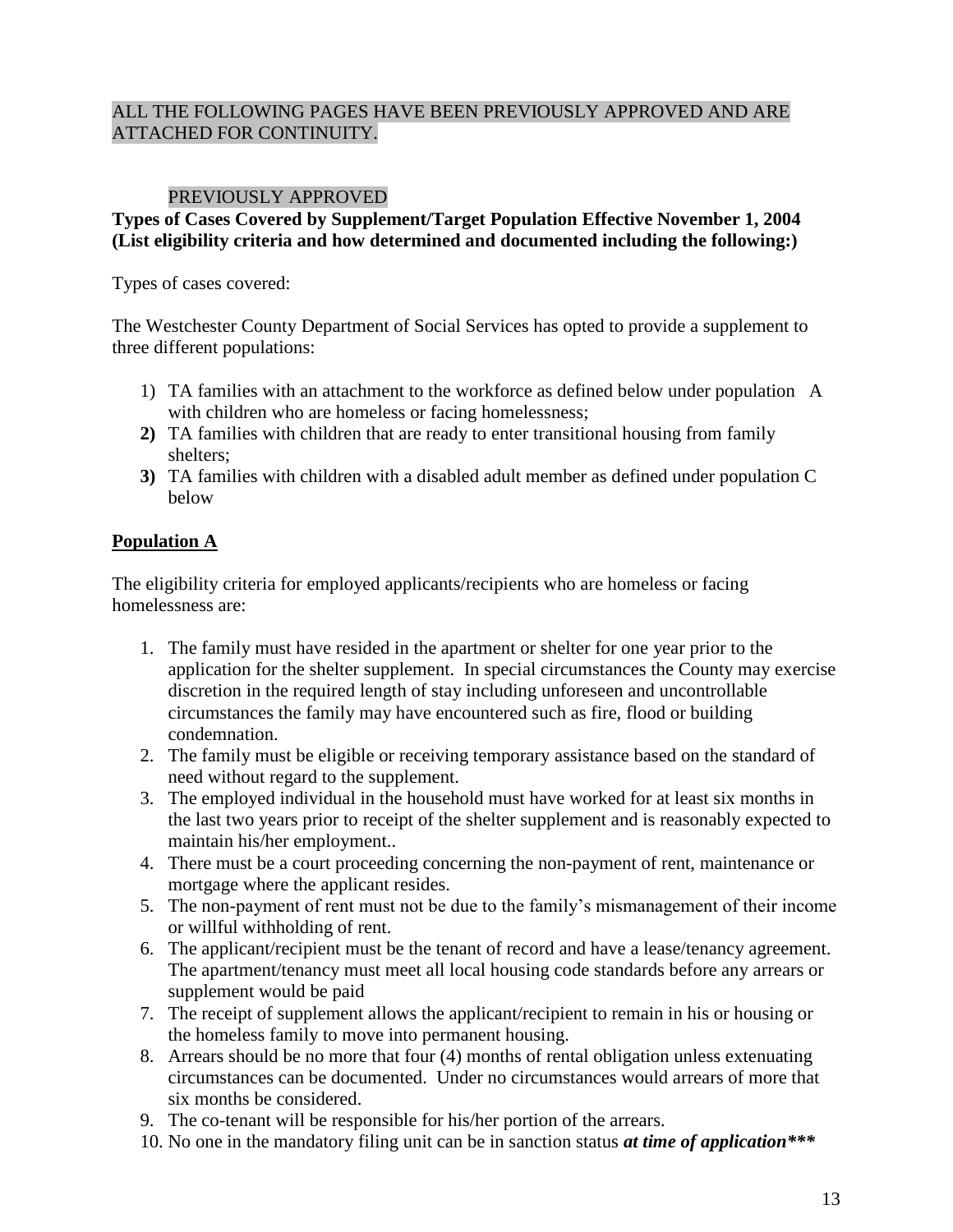ALL THE FOLLOWING PAGES HAVE BEEN PREVIOUSLY APPROVED AND ARE ATTACHED FOR CONTINUITY.

PREVIOUSLY APPROVED

**Types of Cases Covered by Supplement/Target Population Effective November 1, 2004 (List eligibility criteria and how determined and documented including the following:)**

Types of cases covered:

The Westchester County Department of Social Services has opted to provide a supplement to three different populations:

1) TA families with an attachment to the workforce as defined below under population A with children who are homeless or facing homelessness;
2) TA families with children that are ready to enter transitional housing from family shelters;
3) TA families with children with a disabled adult member as defined under population C below

## Population A

The eligibility criteria for employed applicants/recipients who are homeless or facing homelessness are:

1. The family must have resided in the apartment or shelter for one year prior to the application for the shelter supplement. In special circumstances the County may exercise discretion in the required length of stay including unforeseen and uncontrollable circumstances the family may have encountered such as fire, flood or building condemnation.
2. The family must be eligible or receiving temporary assistance based on the standard of need without regard to the supplement.
3. The employed individual in the household must have worked for at least six months in the last two years prior to receipt of the shelter supplement and is reasonably expected to maintain his/her employment..
4. There must be a court proceeding concerning the non-payment of rent, maintenance or mortgage where the applicant resides.
5. The non-payment of rent must not be due to the family's mismanagement of their income or willful withholding of rent.
6. The applicant/recipient must be the tenant of record and have a lease/tenancy agreement. The apartment/tenancy must meet all local housing code standards before any arrears or supplement would be paid
7. The receipt of supplement allows the applicant/recipient to remain in his or housing or the homeless family to move into permanent housing.
8. Arrears should be no more that four (4) months of rental obligation unless extenuating circumstances can be documented. Under no circumstances would arrears of more that six months be considered.
9. The co-tenant will be responsible for his/her portion of the arrears.
10. No one in the mandatory filing unit can be in sanction status ***at time of application\*\*\****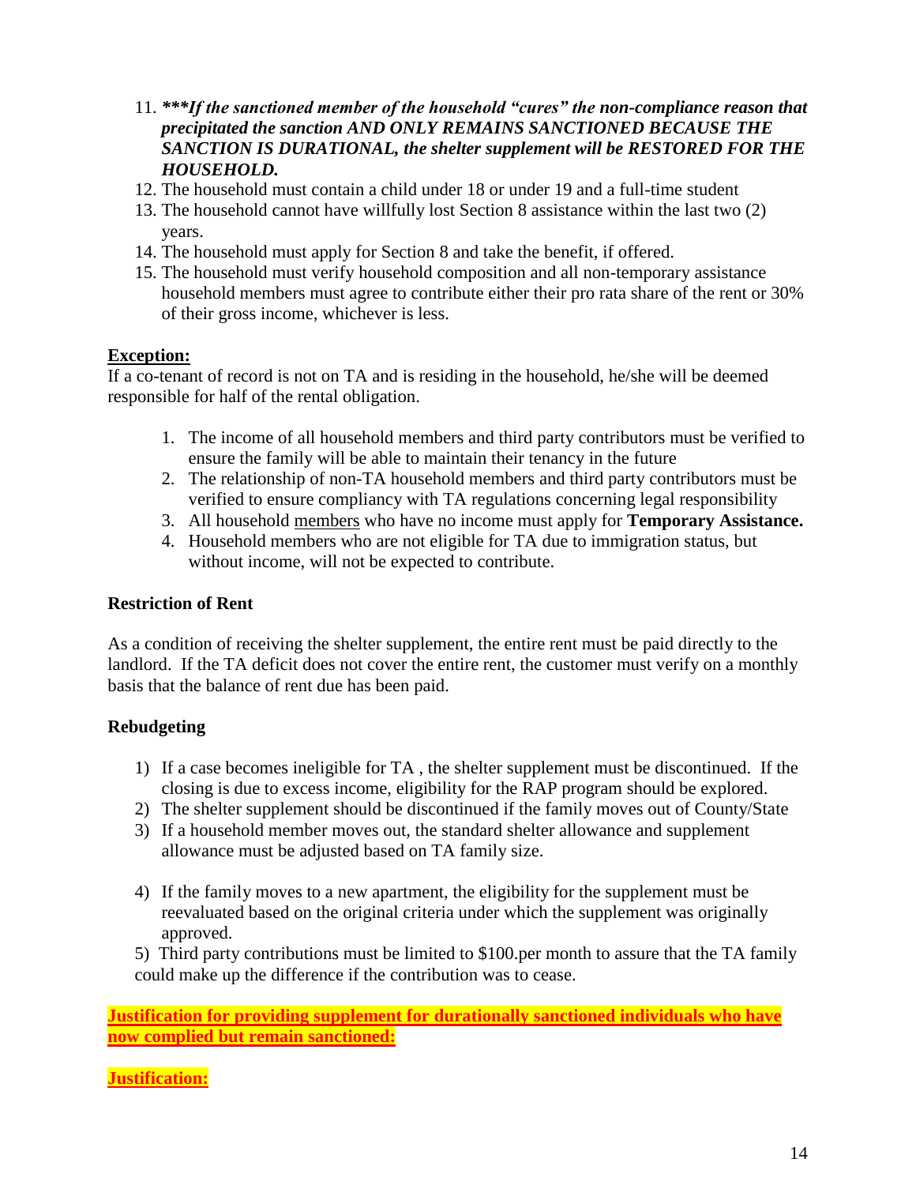11. ***\*\*\*If the sanctioned member of the household "cures" the non-compliance reason that precipitated the sanction AND ONLY REMAINS SANCTIONED BECAUSE THE SANCTION IS DURATIONAL, the shelter supplement will be RESTORED FOR THE HOUSEHOLD.***
12. The household must contain a child under 18 or under 19 and a full-time student
13. The household cannot have willfully lost Section 8 assistance within the last two (2) years.
14. The household must apply for Section 8 and take the benefit, if offered.
15. The household must verify household composition and all non-temporary assistance household members must agree to contribute either their pro rata share of the rent or 30% of their gross income, whichever is less.

<u>**Exception:**</u>

If a co-tenant of record is not on TA and is residing in the household, he/she will be deemed responsible for half of the rental obligation.

1. The income of all household members and third party contributors must be verified to ensure the family will be able to maintain their tenancy in the future
2. The relationship of non-TA household members and third party contributors must be verified to ensure compliancy with TA regulations concerning legal responsibility
3. All household <u>members</u> who have no income must apply for **Temporary Assistance.**
4. Household members who are not eligible for TA due to immigration status, but without income, will not be expected to contribute.

**Restriction of Rent**

As a condition of receiving the shelter supplement, the entire rent must be paid directly to the landlord. If the TA deficit does not cover the entire rent, the customer must verify on a monthly basis that the balance of rent due has been paid.

**Rebudgeting**

1) If a case becomes ineligible for TA , the shelter supplement must be discontinued. If the closing is due to excess income, eligibility for the RAP program should be explored.
2) The shelter supplement should be discontinued if the family moves out of County/State
3) If a household member moves out, the standard shelter allowance and supplement allowance must be adjusted based on TA family size.
4) If the family moves to a new apartment, the eligibility for the supplement must be reevaluated based on the original criteria under which the supplement was originally approved.
5) Third party contributions must be limited to $100.per month to assure that the TA family could make up the difference if the contribution was to cease.

<u>**Justification for providing supplement for durationally sanctioned individuals who have now complied but remain sanctioned:**</u>

<u>**Justification:**</u>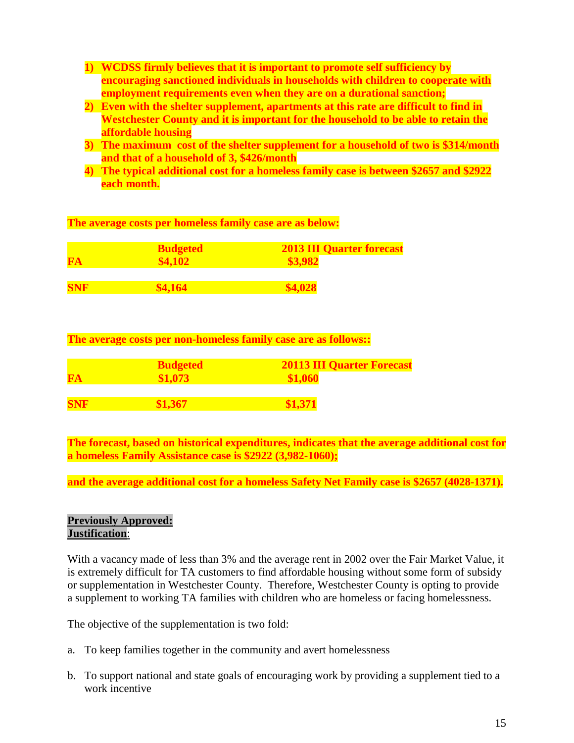1) **WCDSS firmly believes that it is important to promote self sufficiency by encouraging sanctioned individuals in households with children to cooperate with employment requirements even when they are on a durational sanction;**
2) **Even with the shelter supplement, apartments at this rate are difficult to find in Westchester County and it is important for the household to be able to retain the affordable housing**
3) **The maximum cost of the shelter supplement for a household of two is $314/month and that of a household of 3, $426/month**
4) **The typical additional cost for a homeless family case is between $2657 and $2922 each month.**

**The average costs per homeless family case are as below:**

| | **Budgeted** | **2013 III Quarter forecast** |
|---|---|---|
| **FA** | **$4,102** | **$3,982** |
| **SNF** | **$4,164** | **$4,028** |

**The average costs per non-homeless family case are as follows::**

| | **Budgeted** | **20113 III Quarter Forecast** |
|---|---|---|
| **FA** | **$1,073** | **$1,060** |
| **SNF** | **$1,367** | **$1,371** |

**The forecast, based on historical expenditures, indicates that the average additional cost for a homeless Family Assistance case is $2922 (3,982-1060);**

**and the average additional cost for a homeless Safety Net Family case is $2657 (4028-1371).**

**Previously Approved:**
**Justification**:

With a vacancy made of less than 3% and the average rent in 2002 over the Fair Market Value, it is extremely difficult for TA customers to find affordable housing without some form of subsidy or supplementation in Westchester County. Therefore, Westchester County is opting to provide a supplement to working TA families with children who are homeless or facing homelessness.

The objective of the supplementation is two fold:

a. To keep families together in the community and avert homelessness

b. To support national and state goals of encouraging work by providing a supplement tied to a work incentive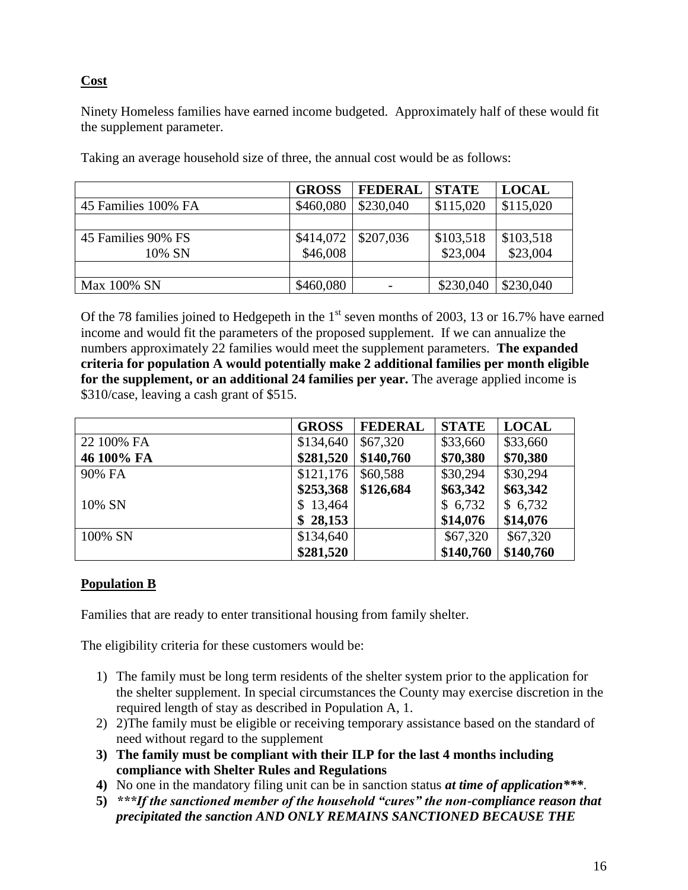**Cost**

Ninety Homeless families have earned income budgeted. Approximately half of these would fit the supplement parameter.

Taking an average household size of three, the annual cost would be as follows:

| | **GROSS** | **FEDERAL** | **STATE** | **LOCAL** |
|---|---|---|---|---|
| 45 Families 100% FA | \$460,080 | \$230,040 | \$115,020 | \$115,020 |
| | | | | |
| 45 Families 90% FS<br>10% SN | \$414,072<br>\$46,008 | \$207,036 | \$103,518<br>\$23,004 | \$103,518<br>\$23,004 |
| | | | | |
| Max 100% SN | \$460,080 | - | \$230,040 | \$230,040 |

Of the 78 families joined to Hedgepeth in the 1st seven months of 2003, 13 or 16.7% have earned income and would fit the parameters of the proposed supplement. If we can annualize the numbers approximately 22 families would meet the supplement parameters. **The expanded criteria for population A would potentially make 2 additional families per month eligible for the supplement, or an additional 24 families per year.** The average applied income is \$310/case, leaving a cash grant of \$515.

| | **GROSS** | **FEDERAL** | **STATE** | **LOCAL** |
|---|---|---|---|---|
| 22 100% FA | \$134,640 | \$67,320 | \$33,660 | \$33,660 |
| **46 100% FA** | **\$281,520** | **\$140,760** | **\$70,380** | **\$70,380** |
| 90% FA | \$121,176<br>**\$253,368** | \$60,588<br>**\$126,684** | \$30,294<br>**\$63,342** | \$30,294<br>**\$63,342** |
| 10% SN | \$ 13,464<br>**\$ 28,153** | | \$ 6,732<br>**\$14,076** | \$ 6,732<br>**\$14,076** |
| 100% SN | \$134,640<br>**\$281,520** | | \$67,320<br>**\$140,760** | \$67,320<br>**\$140,760** |

**Population B**

Families that are ready to enter transitional housing from family shelter.

The eligibility criteria for these customers would be:

1) The family must be long term residents of the shelter system prior to the application for the shelter supplement. In special circumstances the County may exercise discretion in the required length of stay as described in Population A, 1.
2) 2)The family must be eligible or receiving temporary assistance based on the standard of need without regard to the supplement
3) **The family must be compliant with their ILP for the last 4 months including compliance with Shelter Rules and Regulations**
4) No one in the mandatory filing unit can be in sanction status ***at time of application\*\*\****.
5) ***\*\*\*If the sanctioned member of the household "cures" the non-compliance reason that precipitated the sanction AND ONLY REMAINS SANCTIONED BECAUSE THE***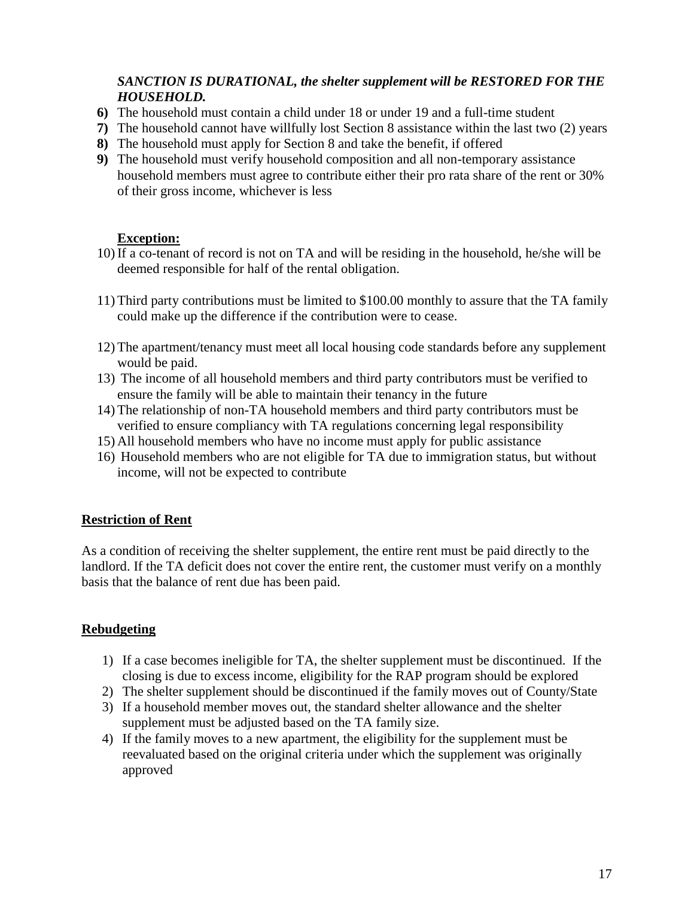***SANCTION IS DURATIONAL, the shelter supplement will be RESTORED FOR THE HOUSEHOLD.***

**6)** The household must contain a child under 18 or under 19 and a full-time student

**7)** The household cannot have willfully lost Section 8 assistance within the last two (2) years

**8)** The household must apply for Section 8 and take the benefit, if offered

**9)** The household must verify household composition and all non-temporary assistance household members must agree to contribute either their pro rata share of the rent or 30% of their gross income, whichever is less

**<u>Exception:</u>**

10) If a co-tenant of record is not on TA and will be residing in the household, he/she will be deemed responsible for half of the rental obligation.

11) Third party contributions must be limited to $100.00 monthly to assure that the TA family could make up the difference if the contribution were to cease.

12) The apartment/tenancy must meet all local housing code standards before any supplement would be paid.

13) The income of all household members and third party contributors must be verified to ensure the family will be able to maintain their tenancy in the future

14) The relationship of non-TA household members and third party contributors must be verified to ensure compliancy with TA regulations concerning legal responsibility

15) All household members who have no income must apply for public assistance

16) Household members who are not eligible for TA due to immigration status, but without income, will not be expected to contribute

**<u>Restriction of Rent</u>**

As a condition of receiving the shelter supplement, the entire rent must be paid directly to the landlord. If the TA deficit does not cover the entire rent, the customer must verify on a monthly basis that the balance of rent due has been paid.

**<u>Rebudgeting</u>**

1) If a case becomes ineligible for TA, the shelter supplement must be discontinued. If the closing is due to excess income, eligibility for the RAP program should be explored
2) The shelter supplement should be discontinued if the family moves out of County/State
3) If a household member moves out, the standard shelter allowance and the shelter supplement must be adjusted based on the TA family size.
4) If the family moves to a new apartment, the eligibility for the supplement must be reevaluated based on the original criteria under which the supplement was originally approved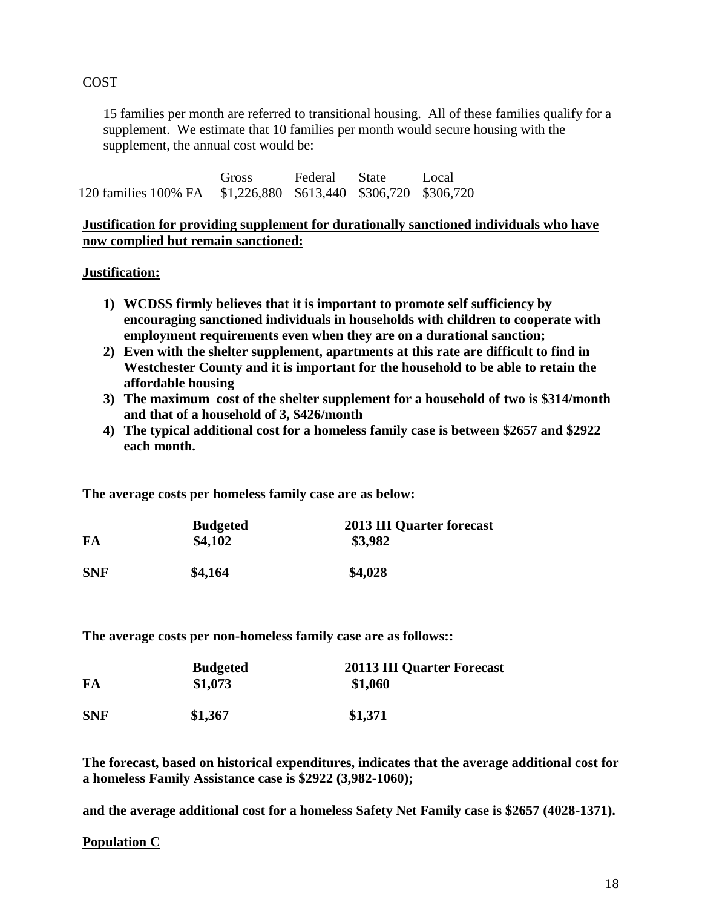COST

15 families per month are referred to transitional housing. All of these families qualify for a supplement. We estimate that 10 families per month would secure housing with the supplement, the annual cost would be:

| | Gross | Federal | State | Local |
|---|---|---|---|---|
| 120 families 100% FA | $1,226,880 | $613,440 | $306,720 | $306,720 |

**<u>Justification for providing supplement for durationally sanctioned individuals who have now complied but remain sanctioned:</u>**

**<u>Justification:</u>**

1) **WCDSS firmly believes that it is important to promote self sufficiency by encouraging sanctioned individuals in households with children to cooperate with employment requirements even when they are on a durational sanction;**
2) **Even with the shelter supplement, apartments at this rate are difficult to find in Westchester County and it is important for the household to be able to retain the affordable housing**
3) **The maximum cost of the shelter supplement for a household of two is $314/month and that of a household of 3, $426/month**
4) **The typical additional cost for a homeless family case is between $2657 and $2922 each month.**

**The average costs per homeless family case are as below:**

| | **Budgeted** | **2013 III Quarter forecast** |
|---|---|---|
| **FA** | **$4,102** | **$3,982** |
| **SNF** | **$4,164** | **$4,028** |

**The average costs per non-homeless family case are as follows::**

| | **Budgeted** | **20113 III Quarter Forecast** |
|---|---|---|
| **FA** | **$1,073** | **$1,060** |
| **SNF** | **$1,367** | **$1,371** |

**The forecast, based on historical expenditures, indicates that the average additional cost for a homeless Family Assistance case is $2922 (3,982-1060);**

**and the average additional cost for a homeless Safety Net Family case is $2657 (4028-1371).**

**<u>Population C</u>**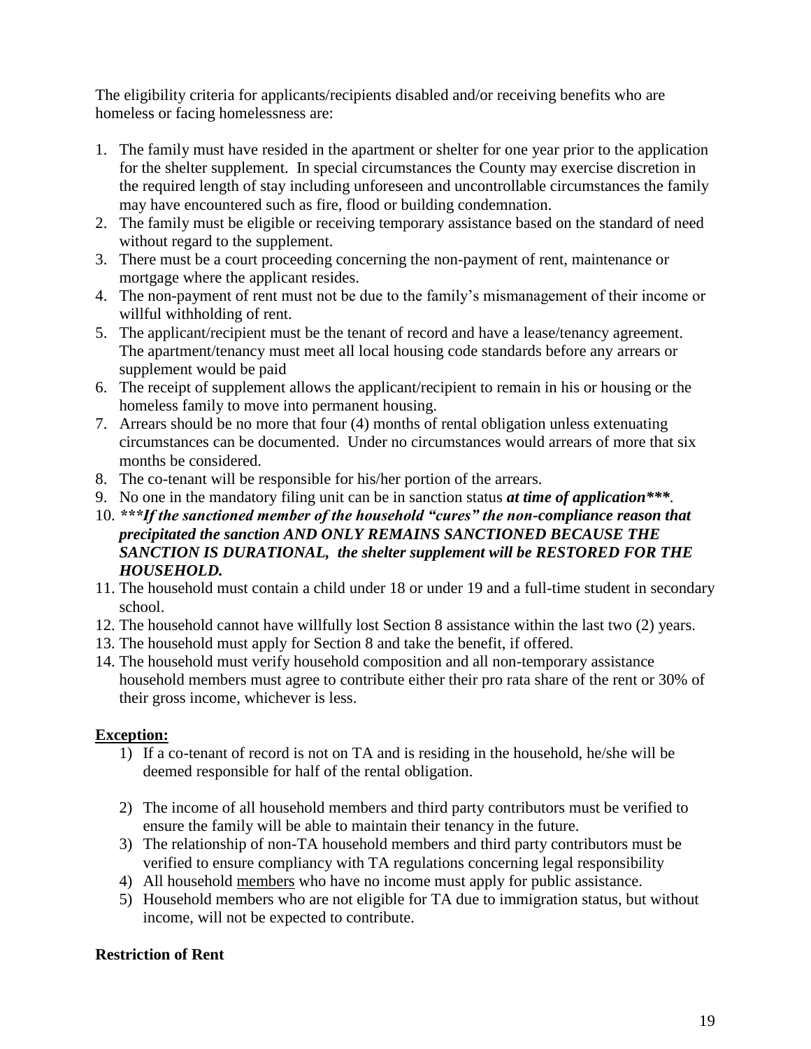The eligibility criteria for applicants/recipients disabled and/or receiving benefits who are homeless or facing homelessness are:

1. The family must have resided in the apartment or shelter for one year prior to the application for the shelter supplement. In special circumstances the County may exercise discretion in the required length of stay including unforeseen and uncontrollable circumstances the family may have encountered such as fire, flood or building condemnation.
2. The family must be eligible or receiving temporary assistance based on the standard of need without regard to the supplement.
3. There must be a court proceeding concerning the non-payment of rent, maintenance or mortgage where the applicant resides.
4. The non-payment of rent must not be due to the family's mismanagement of their income or willful withholding of rent.
5. The applicant/recipient must be the tenant of record and have a lease/tenancy agreement. The apartment/tenancy must meet all local housing code standards before any arrears or supplement would be paid
6. The receipt of supplement allows the applicant/recipient to remain in his or housing or the homeless family to move into permanent housing.
7. Arrears should be no more that four (4) months of rental obligation unless extenuating circumstances can be documented. Under no circumstances would arrears of more that six months be considered.
8. The co-tenant will be responsible for his/her portion of the arrears.
9. No one in the mandatory filing unit can be in sanction status ***at time of application\*\*\****.
10. ***\*\*\*If the sanctioned member of the household "cures" the non-compliance reason that precipitated the sanction AND ONLY REMAINS SANCTIONED BECAUSE THE SANCTION IS DURATIONAL, the shelter supplement will be RESTORED FOR THE HOUSEHOLD.***
11. The household must contain a child under 18 or under 19 and a full-time student in secondary school.
12. The household cannot have willfully lost Section 8 assistance within the last two (2) years.
13. The household must apply for Section 8 and take the benefit, if offered.
14. The household must verify household composition and all non-temporary assistance household members must agree to contribute either their pro rata share of the rent or 30% of their gross income, whichever is less.

**Exception:**

1) If a co-tenant of record is not on TA and is residing in the household, he/she will be deemed responsible for half of the rental obligation.

2) The income of all household members and third party contributors must be verified to ensure the family will be able to maintain their tenancy in the future.
3) The relationship of non-TA household members and third party contributors must be verified to ensure compliancy with TA regulations concerning legal responsibility
4) All household members who have no income must apply for public assistance.
5) Household members who are not eligible for TA due to immigration status, but without income, will not be expected to contribute.

**Restriction of Rent**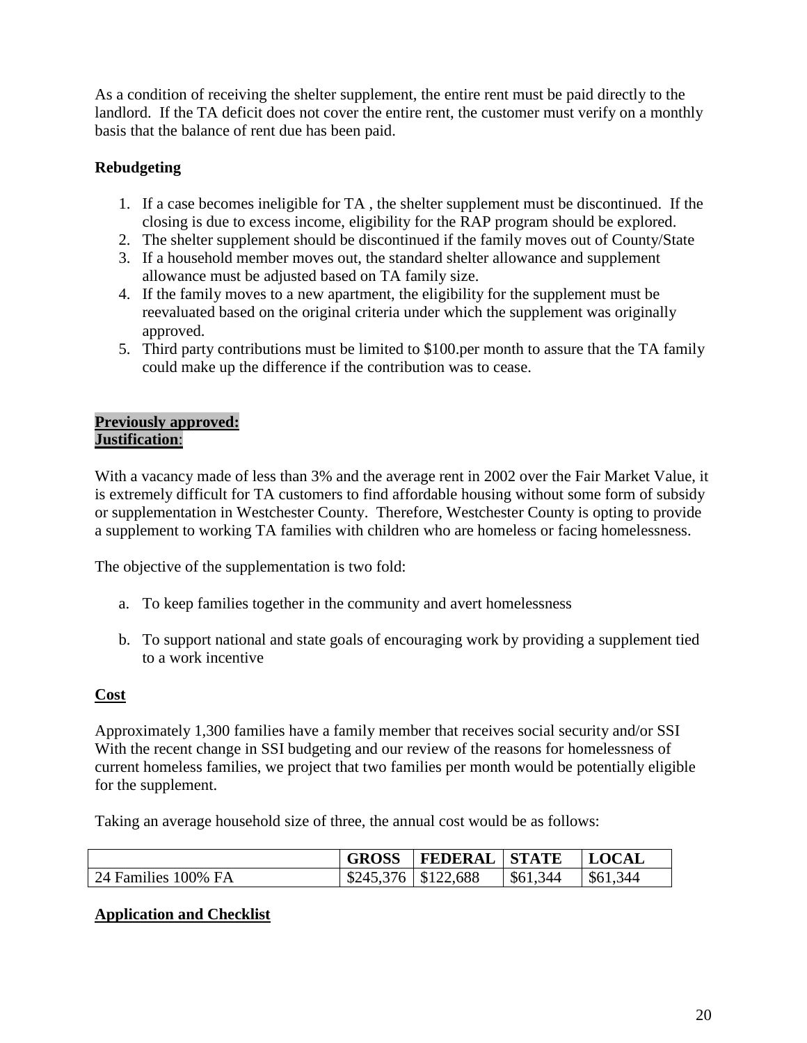As a condition of receiving the shelter supplement, the entire rent must be paid directly to the landlord. If the TA deficit does not cover the entire rent, the customer must verify on a monthly basis that the balance of rent due has been paid.

**Rebudgeting**

1. If a case becomes ineligible for TA , the shelter supplement must be discontinued. If the closing is due to excess income, eligibility for the RAP program should be explored.
2. The shelter supplement should be discontinued if the family moves out of County/State
3. If a household member moves out, the standard shelter allowance and supplement allowance must be adjusted based on TA family size.
4. If the family moves to a new apartment, the eligibility for the supplement must be reevaluated based on the original criteria under which the supplement was originally approved.
5. Third party contributions must be limited to $100.per month to assure that the TA family could make up the difference if the contribution was to cease.

**Previously approved:**
**Justification**:

With a vacancy made of less than 3% and the average rent in 2002 over the Fair Market Value, it is extremely difficult for TA customers to find affordable housing without some form of subsidy or supplementation in Westchester County. Therefore, Westchester County is opting to provide a supplement to working TA families with children who are homeless or facing homelessness.

The objective of the supplementation is two fold:

a. To keep families together in the community and avert homelessness

b. To support national and state goals of encouraging work by providing a supplement tied to a work incentive

**Cost**

Approximately 1,300 families have a family member that receives social security and/or SSI With the recent change in SSI budgeting and our review of the reasons for homelessness of current homeless families, we project that two families per month would be potentially eligible for the supplement.

Taking an average household size of three, the annual cost would be as follows:

| | GROSS | FEDERAL | STATE | LOCAL |
|---|---|---|---|---|
| 24 Families 100% FA | $245,376 | $122,688 | $61,344 | $61,344 |

**Application and Checklist**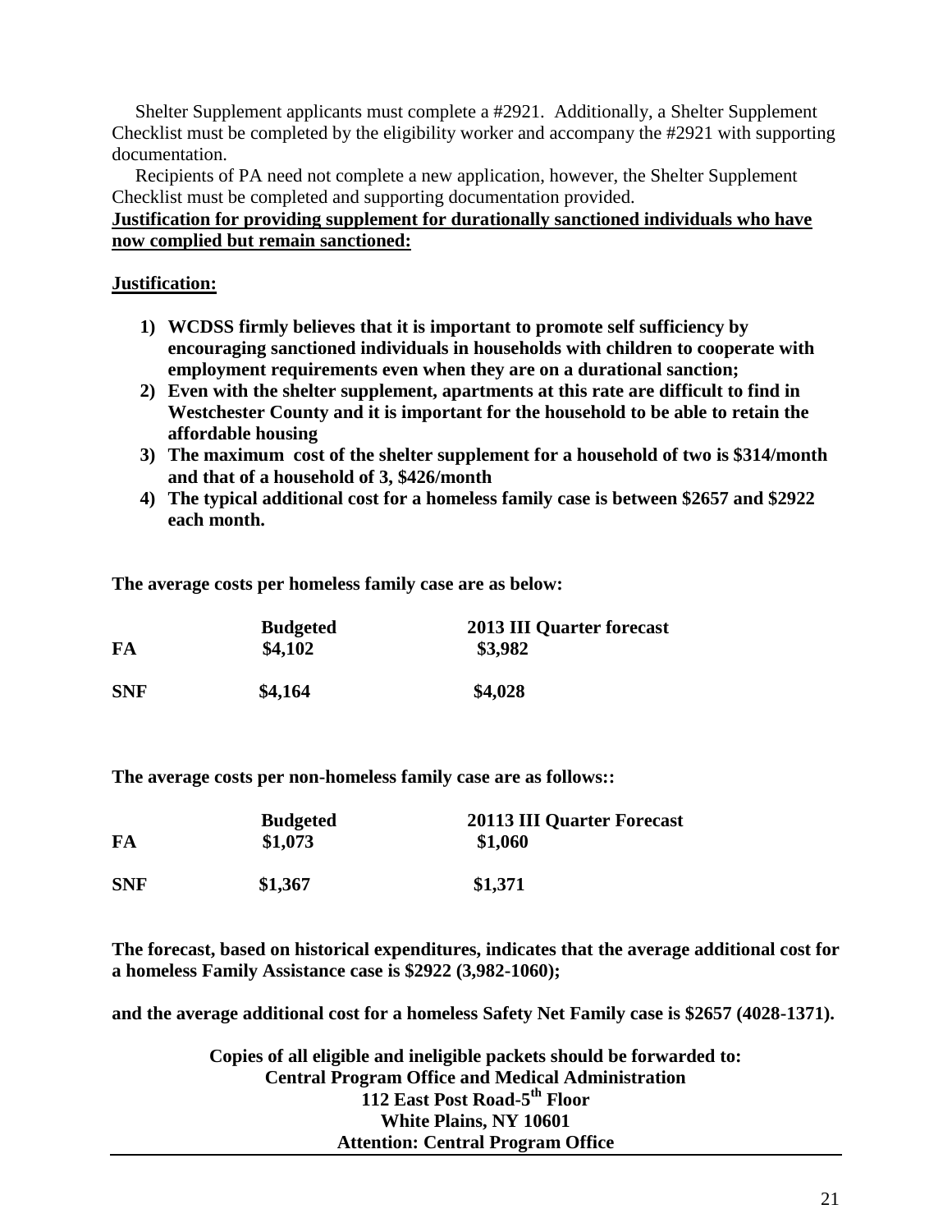Shelter Supplement applicants must complete a #2921. Additionally, a Shelter Supplement Checklist must be completed by the eligibility worker and accompany the #2921 with supporting documentation.

Recipients of PA need not complete a new application, however, the Shelter Supplement Checklist must be completed and supporting documentation provided.

**<u>Justification for providing supplement for durationally sanctioned individuals who have now complied but remain sanctioned:</u>**

**<u>Justification:</u>**

1) **WCDSS firmly believes that it is important to promote self sufficiency by encouraging sanctioned individuals in households with children to cooperate with employment requirements even when they are on a durational sanction;**
2) **Even with the shelter supplement, apartments at this rate are difficult to find in Westchester County and it is important for the household to be able to retain the affordable housing**
3) **The maximum cost of the shelter supplement for a household of two is $314/month and that of a household of 3, $426/month**
4) **The typical additional cost for a homeless family case is between $2657 and $2922 each month.**

**The average costs per homeless family case are as below:**

| | **Budgeted** | **2013 III Quarter forecast** |
|---|---|---|
| **FA** | **$4,102** | **$3,982** |
| **SNF** | **$4,164** | **$4,028** |

**The average costs per non-homeless family case are as follows::**

| | **Budgeted** | **20113 III Quarter Forecast** |
|---|---|---|
| **FA** | **$1,073** | **$1,060** |
| **SNF** | **$1,367** | **$1,371** |

**The forecast, based on historical expenditures, indicates that the average additional cost for a homeless Family Assistance case is $2922 (3,982-1060);**

**and the average additional cost for a homeless Safety Net Family case is $2657 (4028-1371).**

**Copies of all eligible and ineligible packets should be forwarded to:**
**Central Program Office and Medical Administration**
**112 East Post Road-5th Floor**
**White Plains, NY 10601**
**Attention: Central Program Office**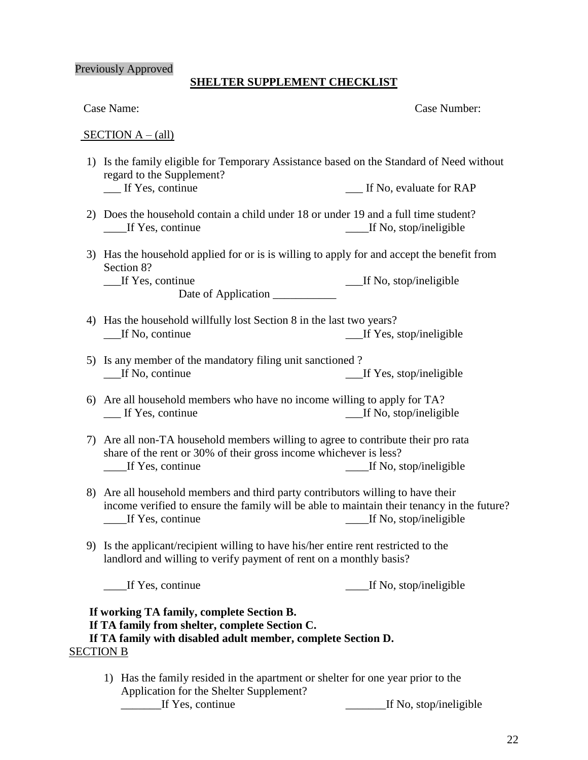Previously Approved

## SHELTER SUPPLEMENT CHECKLIST

Case Name: Case Number:

SECTION A – (all)

1) Is the family eligible for Temporary Assistance based on the Standard of Need without regard to the Supplement?
   ___ If Yes, continue ___ If No, evaluate for RAP

2) Does the household contain a child under 18 or under 19 and a full time student?
   ____If Yes, continue ____If No, stop/ineligible

3) Has the household applied for or is is willing to apply for and accept the benefit from Section 8?
   ___If Yes, continue ___If No, stop/ineligible
   Date of Application ___________

4) Has the household willfully lost Section 8 in the last two years?
   ___If No, continue ___If Yes, stop/ineligible

5) Is any member of the mandatory filing unit sanctioned ?
   ___If No, continue ___If Yes, stop/ineligible

6) Are all household members who have no income willing to apply for TA?
   ___ If Yes, continue ___If No, stop/ineligible

7) Are all non-TA household members willing to agree to contribute their pro rata share of the rent or 30% of their gross income whichever is less?
   ____If Yes, continue ____If No, stop/ineligible

8) Are all household members and third party contributors willing to have their income verified to ensure the family will be able to maintain their tenancy in the future?
   ____If Yes, continue ____If No, stop/ineligible

9) Is the applicant/recipient willing to have his/her entire rent restricted to the landlord and willing to verify payment of rent on a monthly basis?

   ____If Yes, continue ____If No, stop/ineligible

**If working TA family, complete Section B.**
**If TA family from shelter, complete Section C.**
**If TA family with disabled adult member, complete Section D.**

SECTION B

1) Has the family resided in the apartment or shelter for one year prior to the Application for the Shelter Supplement?
   _______If Yes, continue _______If No, stop/ineligible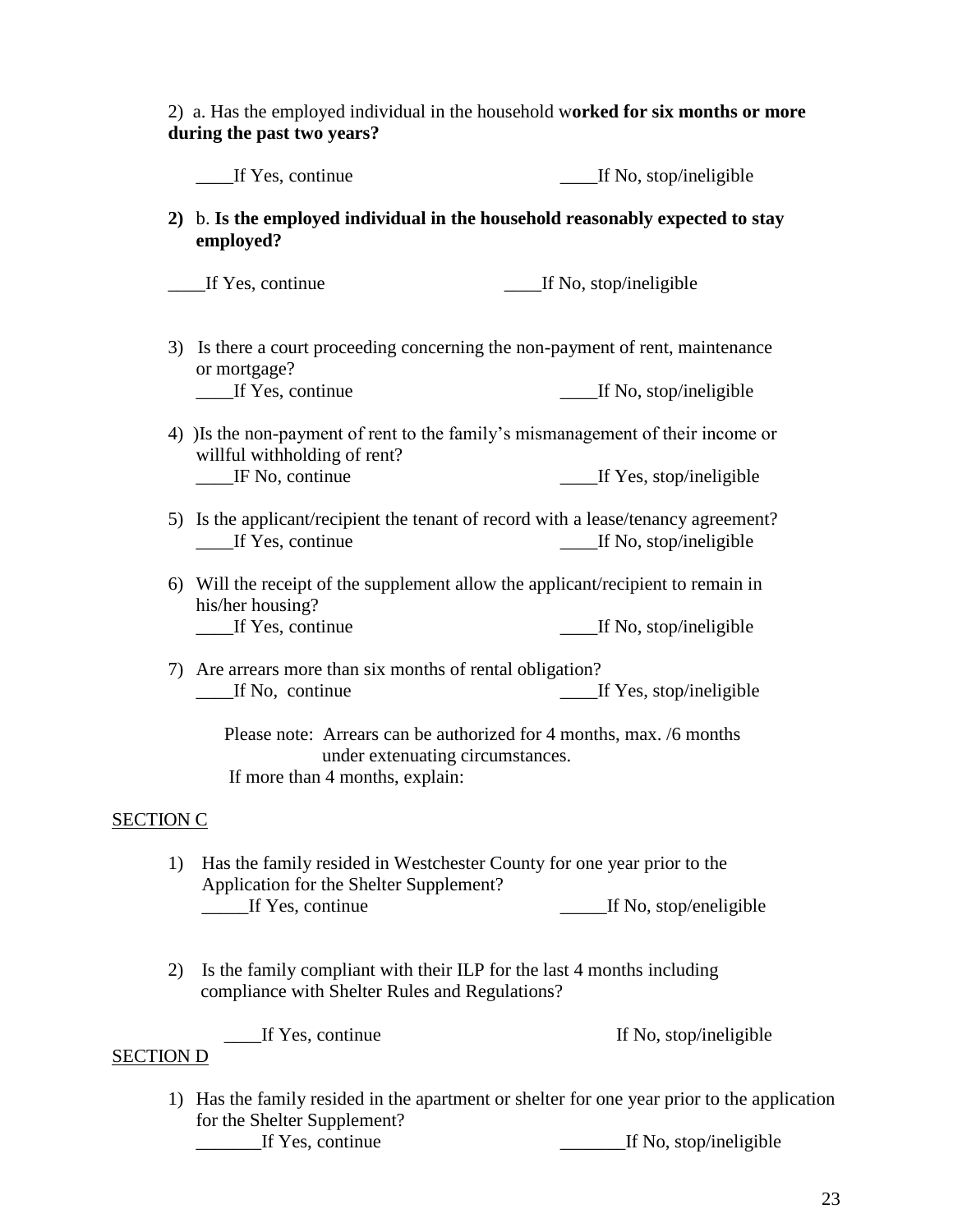2) a. Has the employed individual in the household w**orked for six months or more during the past two years?**

____If Yes, continue ____If No, stop/ineligible

**2)** b. **Is the employed individual in the household reasonably expected to stay employed?**

____If Yes, continue ____If No, stop/ineligible

3) Is there a court proceeding concerning the non-payment of rent, maintenance or mortgage?
____If Yes, continue ____If No, stop/ineligible

4) )Is the non-payment of rent to the family's mismanagement of their income or willful withholding of rent?
____IF No, continue ____If Yes, stop/ineligible

5) Is the applicant/recipient the tenant of record with a lease/tenancy agreement?
____If Yes, continue ____If No, stop/ineligible

6) Will the receipt of the supplement allow the applicant/recipient to remain in his/her housing?
____If Yes, continue ____If No, stop/ineligible

7) Are arrears more than six months of rental obligation?
____If No, continue ____If Yes, stop/ineligible

Please note: Arrears can be authorized for 4 months, max. /6 months under extenuating circumstances.
If more than 4 months, explain:

SECTION C

1) Has the family resided in Westchester County for one year prior to the Application for the Shelter Supplement?
_____If Yes, continue _____If No, stop/eneligible

2) Is the family compliant with their ILP for the last 4 months including compliance with Shelter Rules and Regulations?

____If Yes, continue If No, stop/ineligible

SECTION D

1) Has the family resided in the apartment or shelter for one year prior to the application for the Shelter Supplement?
_______If Yes, continue _______If No, stop/ineligible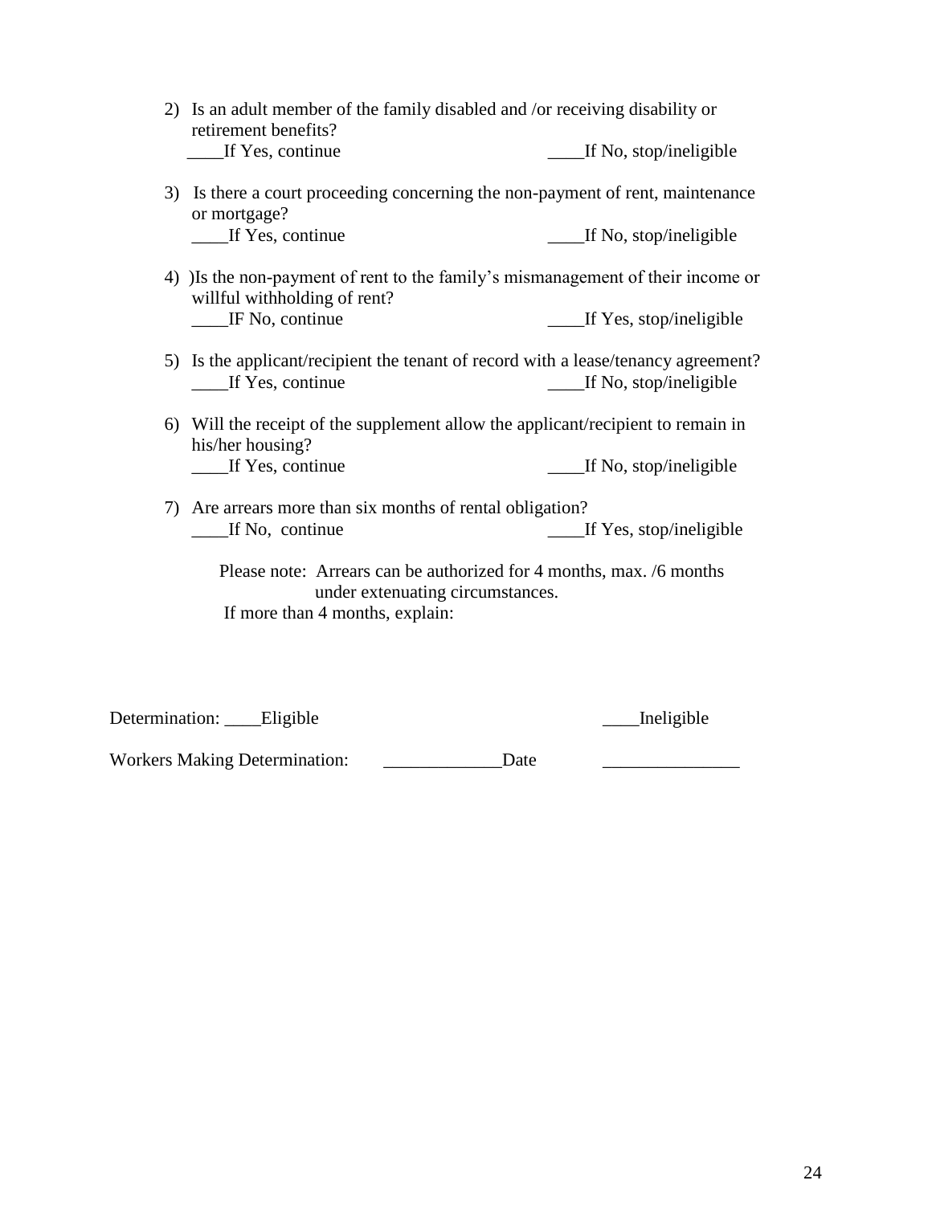2) Is an adult member of the family disabled and /or receiving disability or retirement benefits?

____If Yes, continue ____If No, stop/ineligible

3) Is there a court proceeding concerning the non-payment of rent, maintenance or mortgage?

____If Yes, continue ____If No, stop/ineligible

4) )Is the non-payment of rent to the family's mismanagement of their income or willful withholding of rent?

____IF No, continue ____If Yes, stop/ineligible

5) Is the applicant/recipient the tenant of record with a lease/tenancy agreement?

____If Yes, continue ____If No, stop/ineligible

6) Will the receipt of the supplement allow the applicant/recipient to remain in his/her housing?

____If Yes, continue ____If No, stop/ineligible

7) Are arrears more than six months of rental obligation?

____If No, continue ____If Yes, stop/ineligible

Please note: Arrears can be authorized for 4 months, max. /6 months under extenuating circumstances.

If more than 4 months, explain:

Determination: ____Eligible ____Ineligible

Workers Making Determination: _____________Date _______________